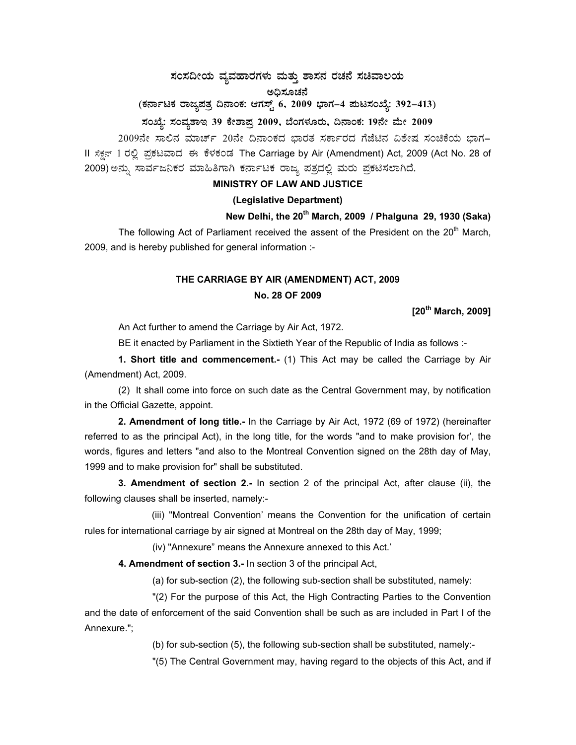# ಸಂಸದೀಯ ವ್ಯವಹಾರಗಳು ಮತ್ತು ಶಾಸನ ರಚನೆ ಸಚಿವಾಲಯ

## ಅಧಿಸೂಚನೆ

**(ಕರ್ನಾಟಕ ರಾಜ್ಯಪತ್ರ ದಿನಾಂಕ: ಆಗಸ್ಟ್ 6, 2009 ಭಾಗ–4 ಪುಟಸಂಖ್ಯೆ: 392–413)**

**ಸಂಖ್ಯೆ: ಸಂವ್ಯಶಾಇ 39 ಕೇಶಾಪ್ರ 2009, ಬೆಂಗಳೂರು, ದಿನಾಂಕ: 19ನೇ ಮೇ 2009**

2009ನೇ ಸಾಲಿನ ಮಾರ್ಚ್ 20ನೇ ದಿನಾಂಕದ ಭಾರತ ಸರ್ಕಾರದ ಗೆಜೆಟಿನ ವಿಶೇಷ ಸಂಚಿಕೆಯ ಭಾಗ–II ಸೆಕ್ಷನ್ 1 ರಲ್ಲಿ ಪ್ರಕಟವಾದ ಈ ಕೆಳಕಂಡ The Carriage by Air (Amendment) Act, 2009 (Act No. 28 of 2009) ಅನ್ನು ಸಾರ್ವಜನಿಕರ ಮಾಹಿತಿಗಾಗಿ ಕರ್ನಾಟಕ ರಾಜ್ಯ ಪತ್ರದಲ್ಲಿ ಮರು ಪ್ರಕಟಿಸಲಾಗಿದೆ.

**MINISTRY OF LAW AND JUSTICE**

**(Legislative Department)**

**New Delhi, the 20th March, 2009 / Phalguna 29, 1930 (Saka)**

The following Act of Parliament received the assent of the President on the 20th March, 2009, and is hereby published for general information :-

**THE CARRIAGE BY AIR (AMENDMENT) ACT, 2009**

**No. 28 OF 2009**

**[20th March, 2009]**

An Act further to amend the Carriage by Air Act, 1972.

BE it enacted by Parliament in the Sixtieth Year of the Republic of India as follows :-

**1. Short title and commencement.-** (1) This Act may be called the Carriage by Air (Amendment) Act, 2009.

(2) It shall come into force on such date as the Central Government may, by notification in the Official Gazette, appoint.

**2. Amendment of long title.-** In the Carriage by Air Act, 1972 (69 of 1972) (hereinafter referred to as the principal Act), in the long title, for the words "and to make provision for', the words, figures and letters "and also to the Montreal Convention signed on the 28th day of May, 1999 and to make provision for" shall be substituted.

**3. Amendment of section 2.-** In section 2 of the principal Act, after clause (ii), the following clauses shall be inserted, namely:-

(iii) "Montreal Convention' means the Convention for the unification of certain rules for international carriage by air signed at Montreal on the 28th day of May, 1999;

(iv) "Annexure" means the Annexure annexed to this Act.'

**4. Amendment of section 3.-** In section 3 of the principal Act,

(a) for sub-section (2), the following sub-section shall be substituted, namely:

"(2) For the purpose of this Act, the High Contracting Parties to the Convention and the date of enforcement of the said Convention shall be such as are included in Part I of the Annexure.";

(b) for sub-section (5), the following sub-section shall be substituted, namely:-

"(5) The Central Government may, having regard to the objects of this Act, and if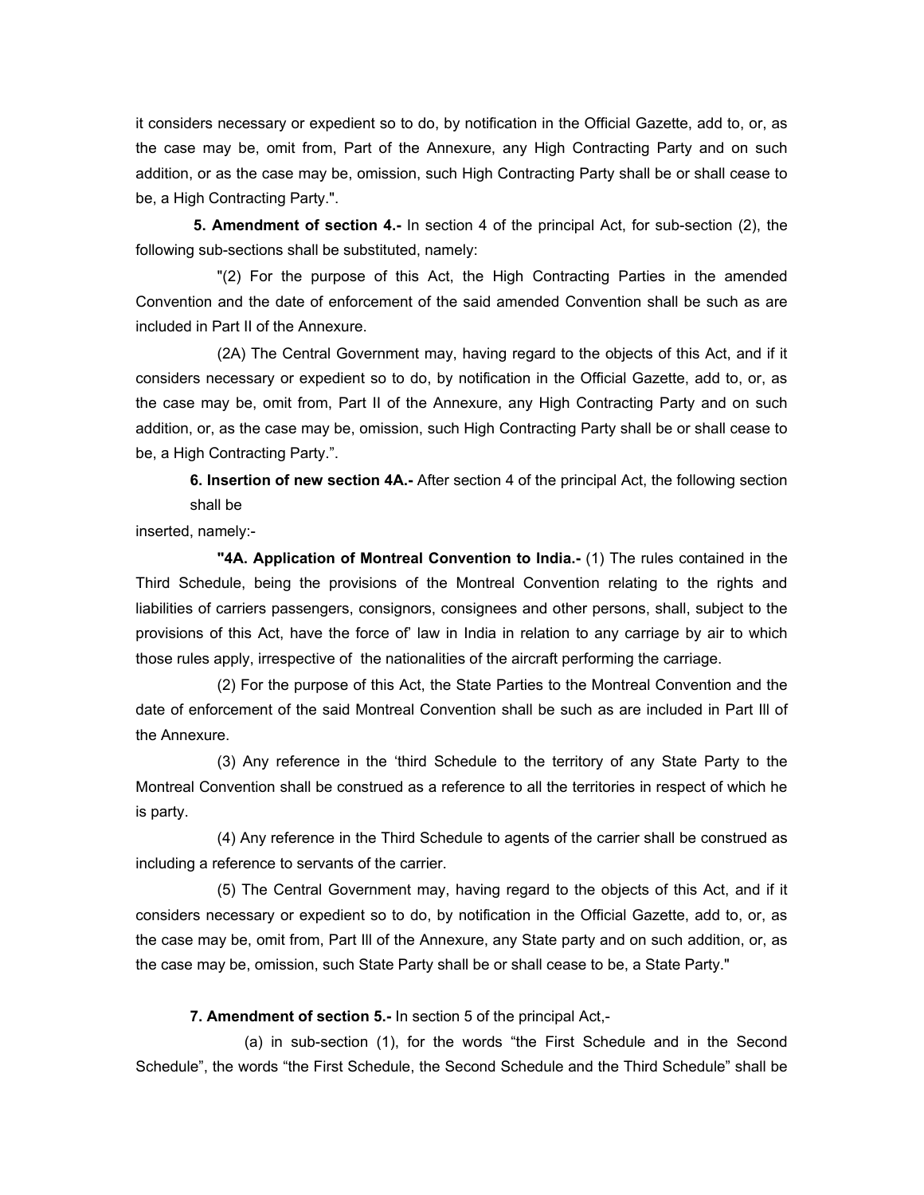it considers necessary or expedient so to do, by notification in the Official Gazette, add to, or, as the case may be, omit from, Part of the Annexure, any High Contracting Party and on such addition, or as the case may be, omission, such High Contracting Party shall be or shall cease to be, a High Contracting Party.".

**5. Amendment of section 4.-** In section 4 of the principal Act, for sub-section (2), the following sub-sections shall be substituted, namely:

"(2) For the purpose of this Act, the High Contracting Parties in the amended Convention and the date of enforcement of the said amended Convention shall be such as are included in Part II of the Annexure.

(2A) The Central Government may, having regard to the objects of this Act, and if it considers necessary or expedient so to do, by notification in the Official Gazette, add to, or, as the case may be, omit from, Part II of the Annexure, any High Contracting Party and on such addition, or, as the case may be, omission, such High Contracting Party shall be or shall cease to be, a High Contracting Party.".

**6. Insertion of new section 4A.-** After section 4 of the principal Act, the following section shall be inserted, namely:-

**"4A. Application of Montreal Convention to India.-** (1) The rules contained in the Third Schedule, being the provisions of the Montreal Convention relating to the rights and liabilities of carriers passengers, consignors, consignees and other persons, shall, subject to the provisions of this Act, have the force of' law in India in relation to any carriage by air to which those rules apply, irrespective of the nationalities of the aircraft performing the carriage.

(2) For the purpose of this Act, the State Parties to the Montreal Convention and the date of enforcement of the said Montreal Convention shall be such as are included in Part III of the Annexure.

(3) Any reference in the 'third Schedule to the territory of any State Party to the Montreal Convention shall be construed as a reference to all the territories in respect of which he is party.

(4) Any reference in the Third Schedule to agents of the carrier shall be construed as including a reference to servants of the carrier.

(5) The Central Government may, having regard to the objects of this Act, and if it considers necessary or expedient so to do, by notification in the Official Gazette, add to, or, as the case may be, omit from, Part III of the Annexure, any State party and on such addition, or, as the case may be, omission, such State Party shall be or shall cease to be, a State Party."

**7. Amendment of section 5.-** In section 5 of the principal Act,-

(a) in sub-section (1), for the words "the First Schedule and in the Second Schedule", the words "the First Schedule, the Second Schedule and the Third Schedule" shall be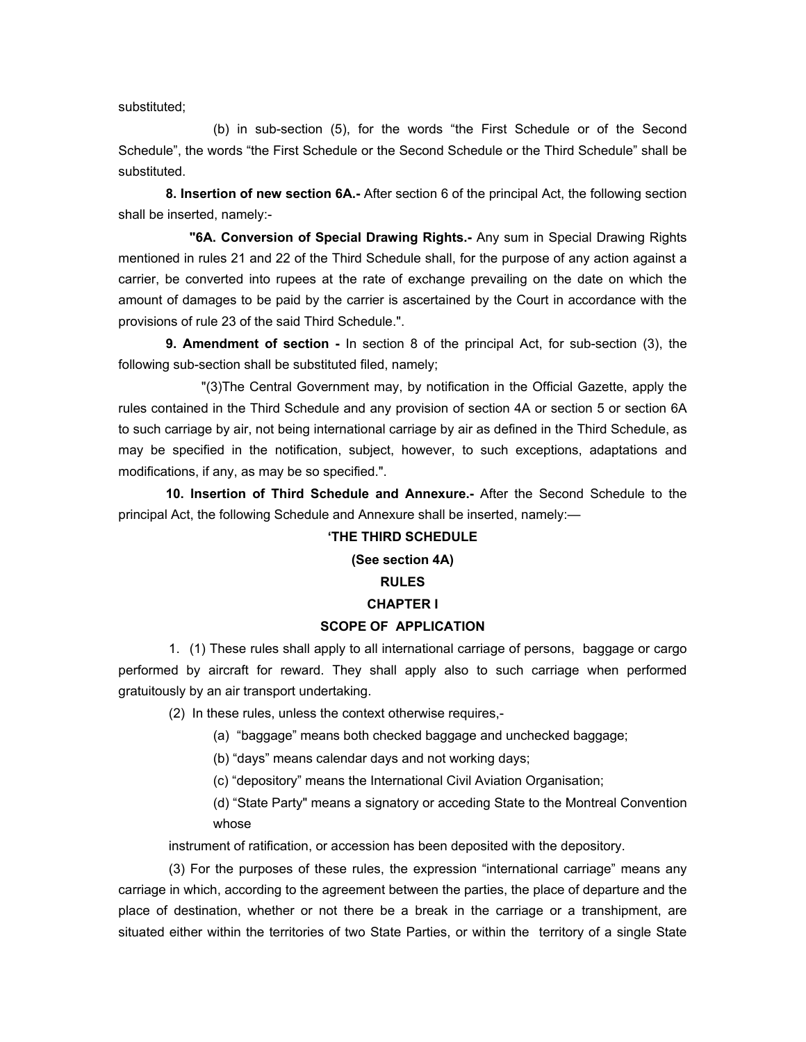substituted;

(b) in sub-section (5), for the words "the First Schedule or of the Second Schedule", the words "the First Schedule or the Second Schedule or the Third Schedule" shall be substituted.

**8. Insertion of new section 6A.-** After section 6 of the principal Act, the following section shall be inserted, namely:-

**"6A. Conversion of Special Drawing Rights.-** Any sum in Special Drawing Rights mentioned in rules 21 and 22 of the Third Schedule shall, for the purpose of any action against a carrier, be converted into rupees at the rate of exchange prevailing on the date on which the amount of damages to be paid by the carrier is ascertained by the Court in accordance with the provisions of rule 23 of the said Third Schedule.".

**9. Amendment of section -** In section 8 of the principal Act, for sub-section (3), the following sub-section shall be substituted filed, namely;

"(3)The Central Government may, by notification in the Official Gazette, apply the rules contained in the Third Schedule and any provision of section 4A or section 5 or section 6A to such carriage by air, not being international carriage by air as defined in the Third Schedule, as may be specified in the notification, subject, however, to such exceptions, adaptations and modifications, if any, as may be so specified.".

**10. Insertion of Third Schedule and Annexure.-** After the Second Schedule to the principal Act, the following Schedule and Annexure shall be inserted, namely:—

**'THE THIRD SCHEDULE**

**(See section 4A)**

**RULES**

**CHAPTER I**

**SCOPE OF APPLICATION**

1. (1) These rules shall apply to all international carriage of persons, baggage or cargo performed by aircraft for reward. They shall apply also to such carriage when performed gratuitously by an air transport undertaking.

(2) In these rules, unless the context otherwise requires,-

(a) "baggage" means both checked baggage and unchecked baggage;

(b) "days" means calendar days and not working days;

(c) "depository" means the International Civil Aviation Organisation;

(d) "State Party" means a signatory or acceding State to the Montreal Convention whose

instrument of ratification, or accession has been deposited with the depository.

(3) For the purposes of these rules, the expression "international carriage" means any carriage in which, according to the agreement between the parties, the place of departure and the place of destination, whether or not there be a break in the carriage or a transhipment, are situated either within the territories of two State Parties, or within the territory of a single State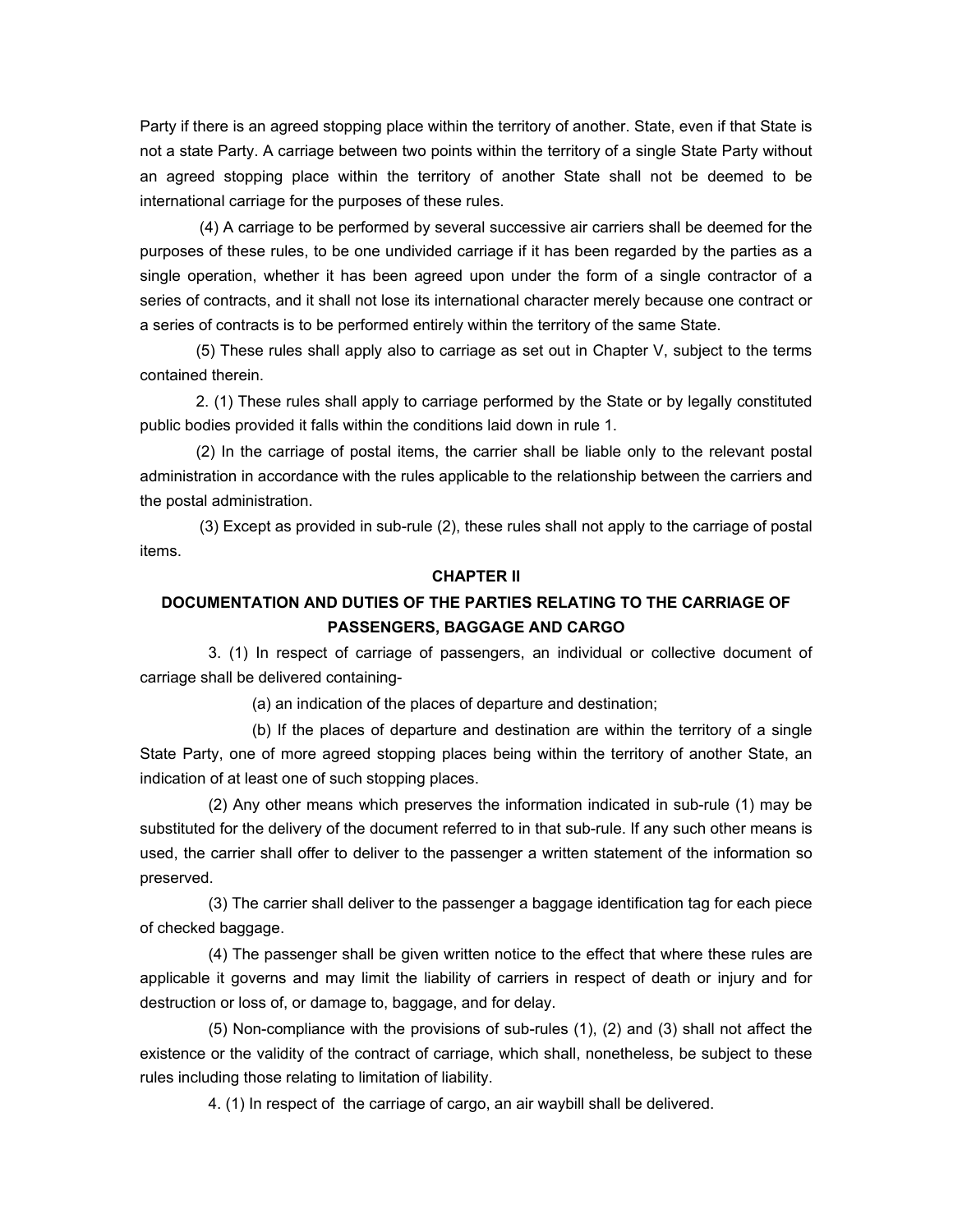Party if there is an agreed stopping place within the territory of another. State, even if that State is not a state Party. A carriage between two points within the territory of a single State Party without an agreed stopping place within the territory of another State shall not be deemed to be international carriage for the purposes of these rules.

(4) A carriage to be performed by several successive air carriers shall be deemed for the purposes of these rules, to be one undivided carriage if it has been regarded by the parties as a single operation, whether it has been agreed upon under the form of a single contractor of a series of contracts, and it shall not lose its international character merely because one contract or a series of contracts is to be performed entirely within the territory of the same State.

(5) These rules shall apply also to carriage as set out in Chapter V, subject to the terms contained therein.

2. (1) These rules shall apply to carriage performed by the State or by legally constituted public bodies provided it falls within the conditions laid down in rule 1.

(2) In the carriage of postal items, the carrier shall be liable only to the relevant postal administration in accordance with the rules applicable to the relationship between the carriers and the postal administration.

(3) Except as provided in sub-rule (2), these rules shall not apply to the carriage of postal items.

## CHAPTER II

## DOCUMENTATION AND DUTIES OF THE PARTIES RELATING TO THE CARRIAGE OF PASSENGERS, BAGGAGE AND CARGO

3. (1) In respect of carriage of passengers, an individual or collective document of carriage shall be delivered containing-

(a) an indication of the places of departure and destination;

(b) If the places of departure and destination are within the territory of a single State Party, one of more agreed stopping places being within the territory of another State, an indication of at least one of such stopping places.

(2) Any other means which preserves the information indicated in sub-rule (1) may be substituted for the delivery of the document referred to in that sub-rule. If any such other means is used, the carrier shall offer to deliver to the passenger a written statement of the information so preserved.

(3) The carrier shall deliver to the passenger a baggage identification tag for each piece of checked baggage.

(4) The passenger shall be given written notice to the effect that where these rules are applicable it governs and may limit the liability of carriers in respect of death or injury and for destruction or loss of, or damage to, baggage, and for delay.

(5) Non-compliance with the provisions of sub-rules (1), (2) and (3) shall not affect the existence or the validity of the contract of carriage, which shall, nonetheless, be subject to these rules including those relating to limitation of liability.

4. (1) In respect of the carriage of cargo, an air waybill shall be delivered.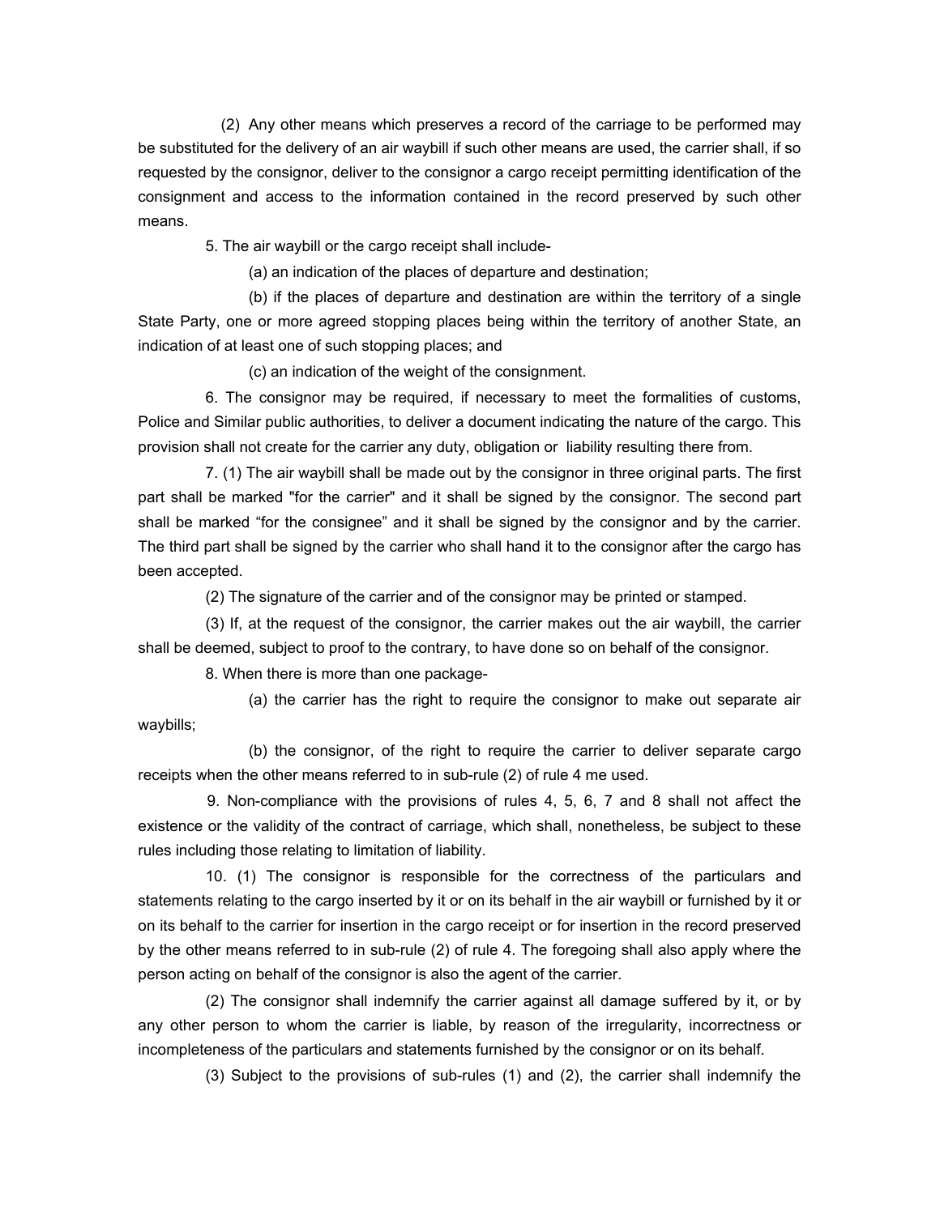(2) Any other means which preserves a record of the carriage to be performed may be substituted for the delivery of an air waybill if such other means are used, the carrier shall, if so requested by the consignor, deliver to the consignor a cargo receipt permitting identification of the consignment and access to the information contained in the record preserved by such other means.

5. The air waybill or the cargo receipt shall include-

(a) an indication of the places of departure and destination;

(b) if the places of departure and destination are within the territory of a single State Party, one or more agreed stopping places being within the territory of another State, an indication of at least one of such stopping places; and

(c) an indication of the weight of the consignment.

6. The consignor may be required, if necessary to meet the formalities of customs, Police and Similar public authorities, to deliver a document indicating the nature of the cargo. This provision shall not create for the carrier any duty, obligation or liability resulting there from.

7. (1) The air waybill shall be made out by the consignor in three original parts. The first part shall be marked "for the carrier" and it shall be signed by the consignor. The second part shall be marked "for the consignee" and it shall be signed by the consignor and by the carrier. The third part shall be signed by the carrier who shall hand it to the consignor after the cargo has been accepted.

(2) The signature of the carrier and of the consignor may be printed or stamped.

(3) If, at the request of the consignor, the carrier makes out the air waybill, the carrier shall be deemed, subject to proof to the contrary, to have done so on behalf of the consignor.

8. When there is more than one package-

(a) the carrier has the right to require the consignor to make out separate air waybills;

(b) the consignor, of the right to require the carrier to deliver separate cargo receipts when the other means referred to in sub-rule (2) of rule 4 me used.

9. Non-compliance with the provisions of rules 4, 5, 6, 7 and 8 shall not affect the existence or the validity of the contract of carriage, which shall, nonetheless, be subject to these rules including those relating to limitation of liability.

10. (1) The consignor is responsible for the correctness of the particulars and statements relating to the cargo inserted by it or on its behalf in the air waybill or furnished by it or on its behalf to the carrier for insertion in the cargo receipt or for insertion in the record preserved by the other means referred to in sub-rule (2) of rule 4. The foregoing shall also apply where the person acting on behalf of the consignor is also the agent of the carrier.

(2) The consignor shall indemnify the carrier against all damage suffered by it, or by any other person to whom the carrier is liable, by reason of the irregularity, incorrectness or incompleteness of the particulars and statements furnished by the consignor or on its behalf.

(3) Subject to the provisions of sub-rules (1) and (2), the carrier shall indemnify the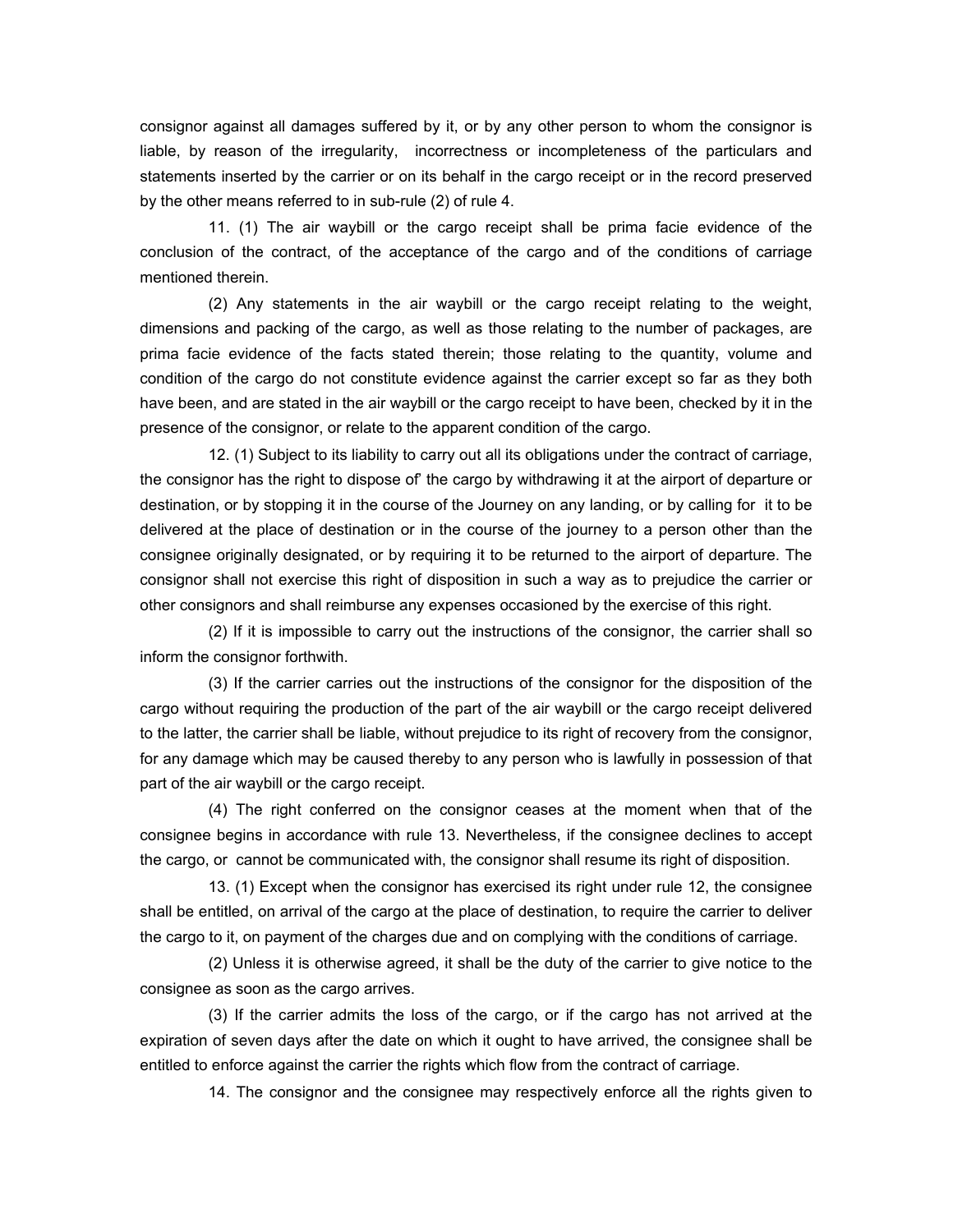consignor against all damages suffered by it, or by any other person to whom the consignor is liable, by reason of the irregularity, incorrectness or incompleteness of the particulars and statements inserted by the carrier or on its behalf in the cargo receipt or in the record preserved by the other means referred to in sub-rule (2) of rule 4.

11. (1) The air waybill or the cargo receipt shall be prima facie evidence of the conclusion of the contract, of the acceptance of the cargo and of the conditions of carriage mentioned therein.

(2) Any statements in the air waybill or the cargo receipt relating to the weight, dimensions and packing of the cargo, as well as those relating to the number of packages, are prima facie evidence of the facts stated therein; those relating to the quantity, volume and condition of the cargo do not constitute evidence against the carrier except so far as they both have been, and are stated in the air waybill or the cargo receipt to have been, checked by it in the presence of the consignor, or relate to the apparent condition of the cargo.

12. (1) Subject to its liability to carry out all its obligations under the contract of carriage, the consignor has the right to dispose of' the cargo by withdrawing it at the airport of departure or destination, or by stopping it in the course of the Journey on any landing, or by calling for it to be delivered at the place of destination or in the course of the journey to a person other than the consignee originally designated, or by requiring it to be returned to the airport of departure. The consignor shall not exercise this right of disposition in such a way as to prejudice the carrier or other consignors and shall reimburse any expenses occasioned by the exercise of this right.

(2) If it is impossible to carry out the instructions of the consignor, the carrier shall so inform the consignor forthwith.

(3) If the carrier carries out the instructions of the consignor for the disposition of the cargo without requiring the production of the part of the air waybill or the cargo receipt delivered to the latter, the carrier shall be liable, without prejudice to its right of recovery from the consignor, for any damage which may be caused thereby to any person who is lawfully in possession of that part of the air waybill or the cargo receipt.

(4) The right conferred on the consignor ceases at the moment when that of the consignee begins in accordance with rule 13. Nevertheless, if the consignee declines to accept the cargo, or cannot be communicated with, the consignor shall resume its right of disposition.

13. (1) Except when the consignor has exercised its right under rule 12, the consignee shall be entitled, on arrival of the cargo at the place of destination, to require the carrier to deliver the cargo to it, on payment of the charges due and on complying with the conditions of carriage.

(2) Unless it is otherwise agreed, it shall be the duty of the carrier to give notice to the consignee as soon as the cargo arrives.

(3) If the carrier admits the loss of the cargo, or if the cargo has not arrived at the expiration of seven days after the date on which it ought to have arrived, the consignee shall be entitled to enforce against the carrier the rights which flow from the contract of carriage.

14. The consignor and the consignee may respectively enforce all the rights given to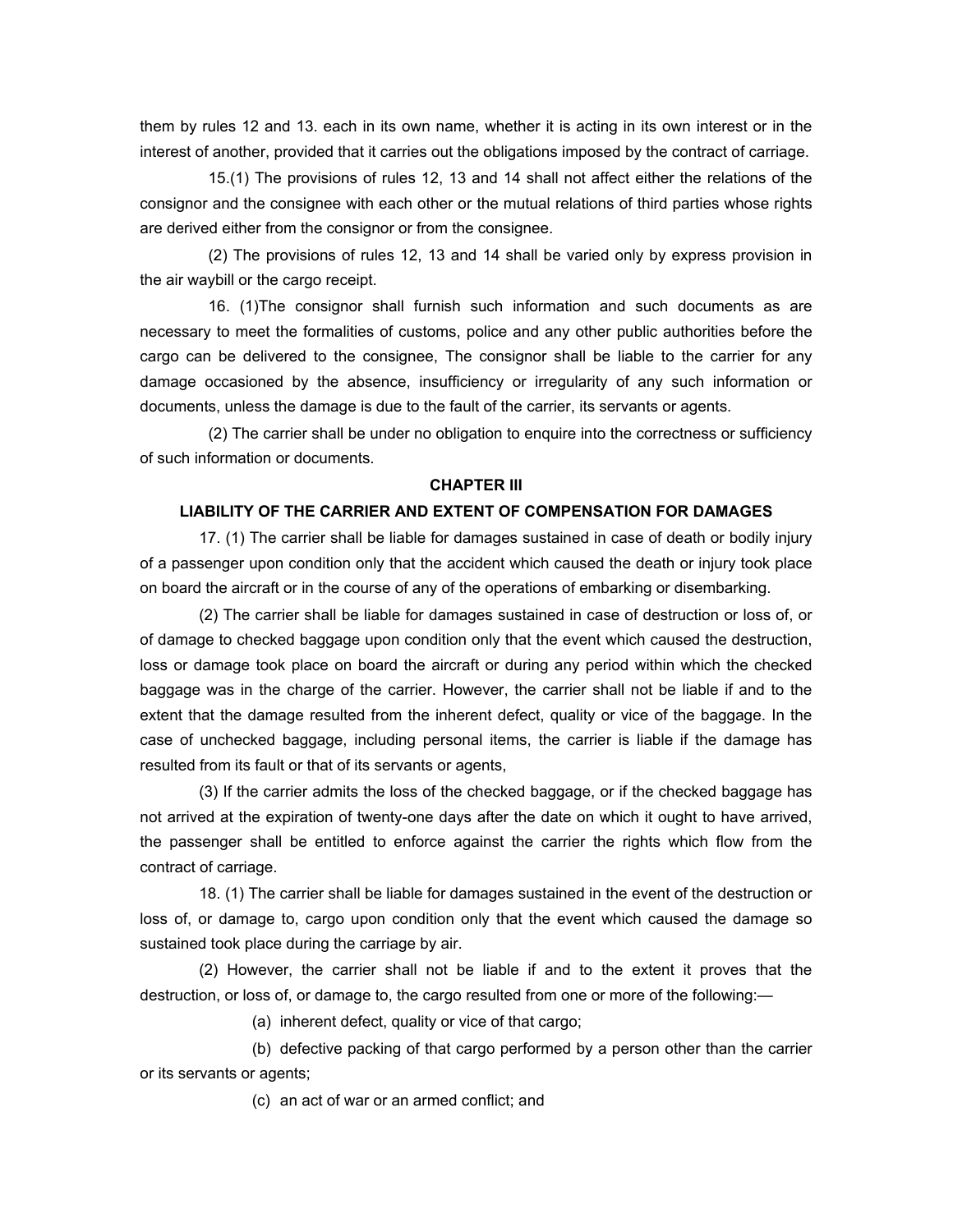them by rules 12 and 13. each in its own name, whether it is acting in its own interest or in the interest of another, provided that it carries out the obligations imposed by the contract of carriage.

15.(1) The provisions of rules 12, 13 and 14 shall not affect either the relations of the consignor and the consignee with each other or the mutual relations of third parties whose rights are derived either from the consignor or from the consignee.

(2) The provisions of rules 12, 13 and 14 shall be varied only by express provision in the air waybill or the cargo receipt.

16. (1)The consignor shall furnish such information and such documents as are necessary to meet the formalities of customs, police and any other public authorities before the cargo can be delivered to the consignee, The consignor shall be liable to the carrier for any damage occasioned by the absence, insufficiency or irregularity of any such information or documents, unless the damage is due to the fault of the carrier, its servants or agents.

(2) The carrier shall be under no obligation to enquire into the correctness or sufficiency of such information or documents.

**CHAPTER III**

**LIABILITY OF THE CARRIER AND EXTENT OF COMPENSATION FOR DAMAGES**

17. (1) The carrier shall be liable for damages sustained in case of death or bodily injury of a passenger upon condition only that the accident which caused the death or injury took place on board the aircraft or in the course of any of the operations of embarking or disembarking.

(2) The carrier shall be liable for damages sustained in case of destruction or loss of, or of damage to checked baggage upon condition only that the event which caused the destruction, loss or damage took place on board the aircraft or during any period within which the checked baggage was in the charge of the carrier. However, the carrier shall not be liable if and to the extent that the damage resulted from the inherent defect, quality or vice of the baggage. In the case of unchecked baggage, including personal items, the carrier is liable if the damage has resulted from its fault or that of its servants or agents,

(3) If the carrier admits the loss of the checked baggage, or if the checked baggage has not arrived at the expiration of twenty-one days after the date on which it ought to have arrived, the passenger shall be entitled to enforce against the carrier the rights which flow from the contract of carriage.

18. (1) The carrier shall be liable for damages sustained in the event of the destruction or loss of, or damage to, cargo upon condition only that the event which caused the damage so sustained took place during the carriage by air.

(2) However, the carrier shall not be liable if and to the extent it proves that the destruction, or loss of, or damage to, the cargo resulted from one or more of the following:—

(a) inherent defect, quality or vice of that cargo;

(b) defective packing of that cargo performed by a person other than the carrier or its servants or agents;

(c) an act of war or an armed conflict; and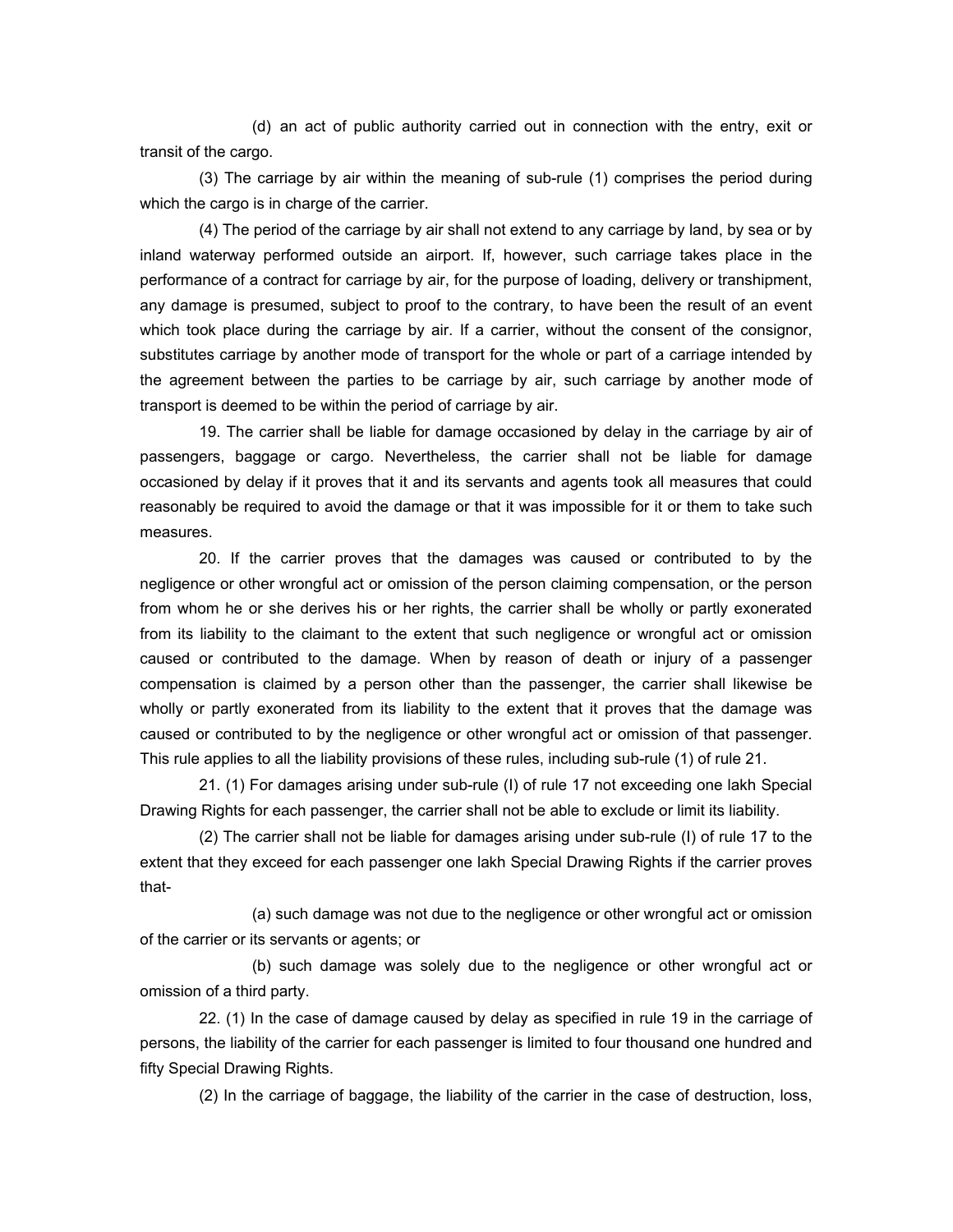(d) an act of public authority carried out in connection with the entry, exit or transit of the cargo.

(3) The carriage by air within the meaning of sub-rule (1) comprises the period during which the cargo is in charge of the carrier.

(4) The period of the carriage by air shall not extend to any carriage by land, by sea or by inland waterway performed outside an airport. If, however, such carriage takes place in the performance of a contract for carriage by air, for the purpose of loading, delivery or transhipment, any damage is presumed, subject to proof to the contrary, to have been the result of an event which took place during the carriage by air. If a carrier, without the consent of the consignor, substitutes carriage by another mode of transport for the whole or part of a carriage intended by the agreement between the parties to be carriage by air, such carriage by another mode of transport is deemed to be within the period of carriage by air.

19. The carrier shall be liable for damage occasioned by delay in the carriage by air of passengers, baggage or cargo. Nevertheless, the carrier shall not be liable for damage occasioned by delay if it proves that it and its servants and agents took all measures that could reasonably be required to avoid the damage or that it was impossible for it or them to take such measures.

20. If the carrier proves that the damages was caused or contributed to by the negligence or other wrongful act or omission of the person claiming compensation, or the person from whom he or she derives his or her rights, the carrier shall be wholly or partly exonerated from its liability to the claimant to the extent that such negligence or wrongful act or omission caused or contributed to the damage. When by reason of death or injury of a passenger compensation is claimed by a person other than the passenger, the carrier shall likewise be wholly or partly exonerated from its liability to the extent that it proves that the damage was caused or contributed to by the negligence or other wrongful act or omission of that passenger. This rule applies to all the liability provisions of these rules, including sub-rule (1) of rule 21.

21. (1) For damages arising under sub-rule (I) of rule 17 not exceeding one lakh Special Drawing Rights for each passenger, the carrier shall not be able to exclude or limit its liability.

(2) The carrier shall not be liable for damages arising under sub-rule (I) of rule 17 to the extent that they exceed for each passenger one lakh Special Drawing Rights if the carrier proves that-

(a) such damage was not due to the negligence or other wrongful act or omission of the carrier or its servants or agents; or

(b) such damage was solely due to the negligence or other wrongful act or omission of a third party.

22. (1) In the case of damage caused by delay as specified in rule 19 in the carriage of persons, the liability of the carrier for each passenger is limited to four thousand one hundred and fifty Special Drawing Rights.

(2) In the carriage of baggage, the liability of the carrier in the case of destruction, loss,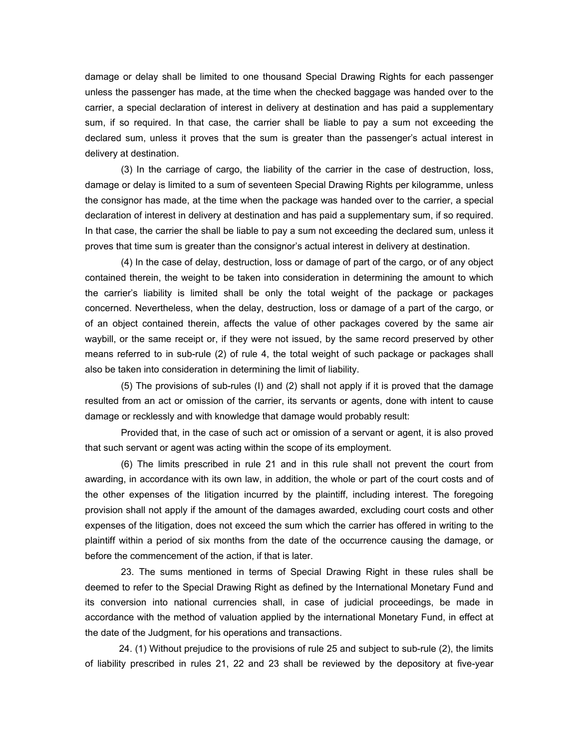damage or delay shall be limited to one thousand Special Drawing Rights for each passenger unless the passenger has made, at the time when the checked baggage was handed over to the carrier, a special declaration of interest in delivery at destination and has paid a supplementary sum, if so required. In that case, the carrier shall be liable to pay a sum not exceeding the declared sum, unless it proves that the sum is greater than the passenger's actual interest in delivery at destination.

(3) In the carriage of cargo, the liability of the carrier in the case of destruction, loss, damage or delay is limited to a sum of seventeen Special Drawing Rights per kilogramme, unless the consignor has made, at the time when the package was handed over to the carrier, a special declaration of interest in delivery at destination and has paid a supplementary sum, if so required. In that case, the carrier the shall be liable to pay a sum not exceeding the declared sum, unless it proves that time sum is greater than the consignor's actual interest in delivery at destination.

(4) In the case of delay, destruction, loss or damage of part of the cargo, or of any object contained therein, the weight to be taken into consideration in determining the amount to which the carrier's liability is limited shall be only the total weight of the package or packages concerned. Nevertheless, when the delay, destruction, loss or damage of a part of the cargo, or of an object contained therein, affects the value of other packages covered by the same air waybill, or the same receipt or, if they were not issued, by the same record preserved by other means referred to in sub-rule (2) of rule 4, the total weight of such package or packages shall also be taken into consideration in determining the limit of liability.

(5) The provisions of sub-rules (I) and (2) shall not apply if it is proved that the damage resulted from an act or omission of the carrier, its servants or agents, done with intent to cause damage or recklessly and with knowledge that damage would probably result:

Provided that, in the case of such act or omission of a servant or agent, it is also proved that such servant or agent was acting within the scope of its employment.

(6) The limits prescribed in rule 21 and in this rule shall not prevent the court from awarding, in accordance with its own law, in addition, the whole or part of the court costs and of the other expenses of the litigation incurred by the plaintiff, including interest. The foregoing provision shall not apply if the amount of the damages awarded, excluding court costs and other expenses of the litigation, does not exceed the sum which the carrier has offered in writing to the plaintiff within a period of six months from the date of the occurrence causing the damage, or before the commencement of the action, if that is later.

23. The sums mentioned in terms of Special Drawing Right in these rules shall be deemed to refer to the Special Drawing Right as defined by the International Monetary Fund and its conversion into national currencies shall, in case of judicial proceedings, be made in accordance with the method of valuation applied by the international Monetary Fund, in effect at the date of the Judgment, for his operations and transactions.

24. (1) Without prejudice to the provisions of rule 25 and subject to sub-rule (2), the limits of liability prescribed in rules 21, 22 and 23 shall be reviewed by the depository at five-year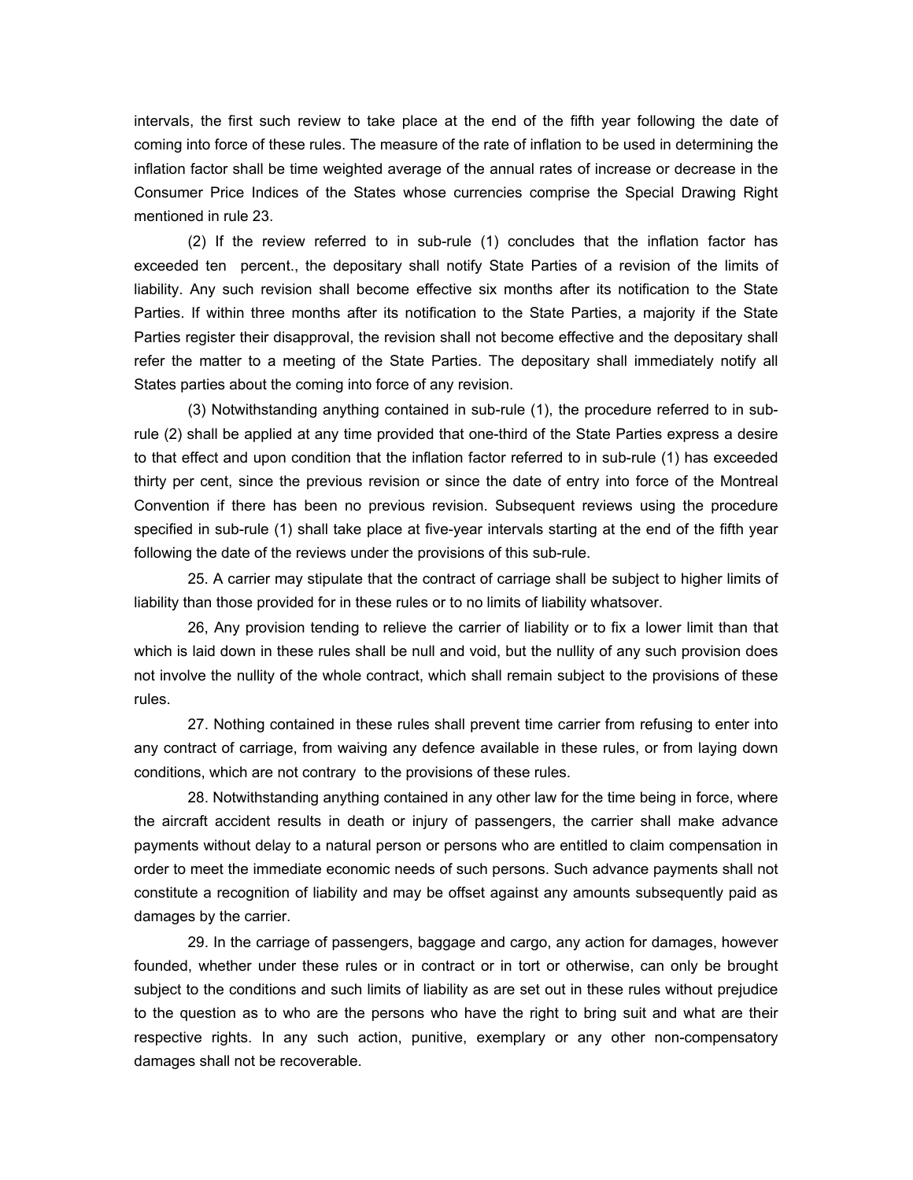intervals, the first such review to take place at the end of the fifth year following the date of coming into force of these rules. The measure of the rate of inflation to be used in determining the inflation factor shall be time weighted average of the annual rates of increase or decrease in the Consumer Price Indices of the States whose currencies comprise the Special Drawing Right mentioned in rule 23.

(2) If the review referred to in sub-rule (1) concludes that the inflation factor has exceeded ten percent., the depositary shall notify State Parties of a revision of the limits of liability. Any such revision shall become effective six months after its notification to the State Parties. If within three months after its notification to the State Parties, a majority if the State Parties register their disapproval, the revision shall not become effective and the depositary shall refer the matter to a meeting of the State Parties. The depositary shall immediately notify all States parties about the coming into force of any revision.

(3) Notwithstanding anything contained in sub-rule (1), the procedure referred to in sub-rule (2) shall be applied at any time provided that one-third of the State Parties express a desire to that effect and upon condition that the inflation factor referred to in sub-rule (1) has exceeded thirty per cent, since the previous revision or since the date of entry into force of the Montreal Convention if there has been no previous revision. Subsequent reviews using the procedure specified in sub-rule (1) shall take place at five-year intervals starting at the end of the fifth year following the date of the reviews under the provisions of this sub-rule.

25. A carrier may stipulate that the contract of carriage shall be subject to higher limits of liability than those provided for in these rules or to no limits of liability whatsover.

26, Any provision tending to relieve the carrier of liability or to fix a lower limit than that which is laid down in these rules shall be null and void, but the nullity of any such provision does not involve the nullity of the whole contract, which shall remain subject to the provisions of these rules.

27. Nothing contained in these rules shall prevent time carrier from refusing to enter into any contract of carriage, from waiving any defence available in these rules, or from laying down conditions, which are not contrary to the provisions of these rules.

28. Notwithstanding anything contained in any other law for the time being in force, where the aircraft accident results in death or injury of passengers, the carrier shall make advance payments without delay to a natural person or persons who are entitled to claim compensation in order to meet the immediate economic needs of such persons. Such advance payments shall not constitute a recognition of liability and may be offset against any amounts subsequently paid as damages by the carrier.

29. In the carriage of passengers, baggage and cargo, any action for damages, however founded, whether under these rules or in contract or in tort or otherwise, can only be brought subject to the conditions and such limits of liability as are set out in these rules without prejudice to the question as to who are the persons who have the right to bring suit and what are their respective rights. In any such action, punitive, exemplary or any other non-compensatory damages shall not be recoverable.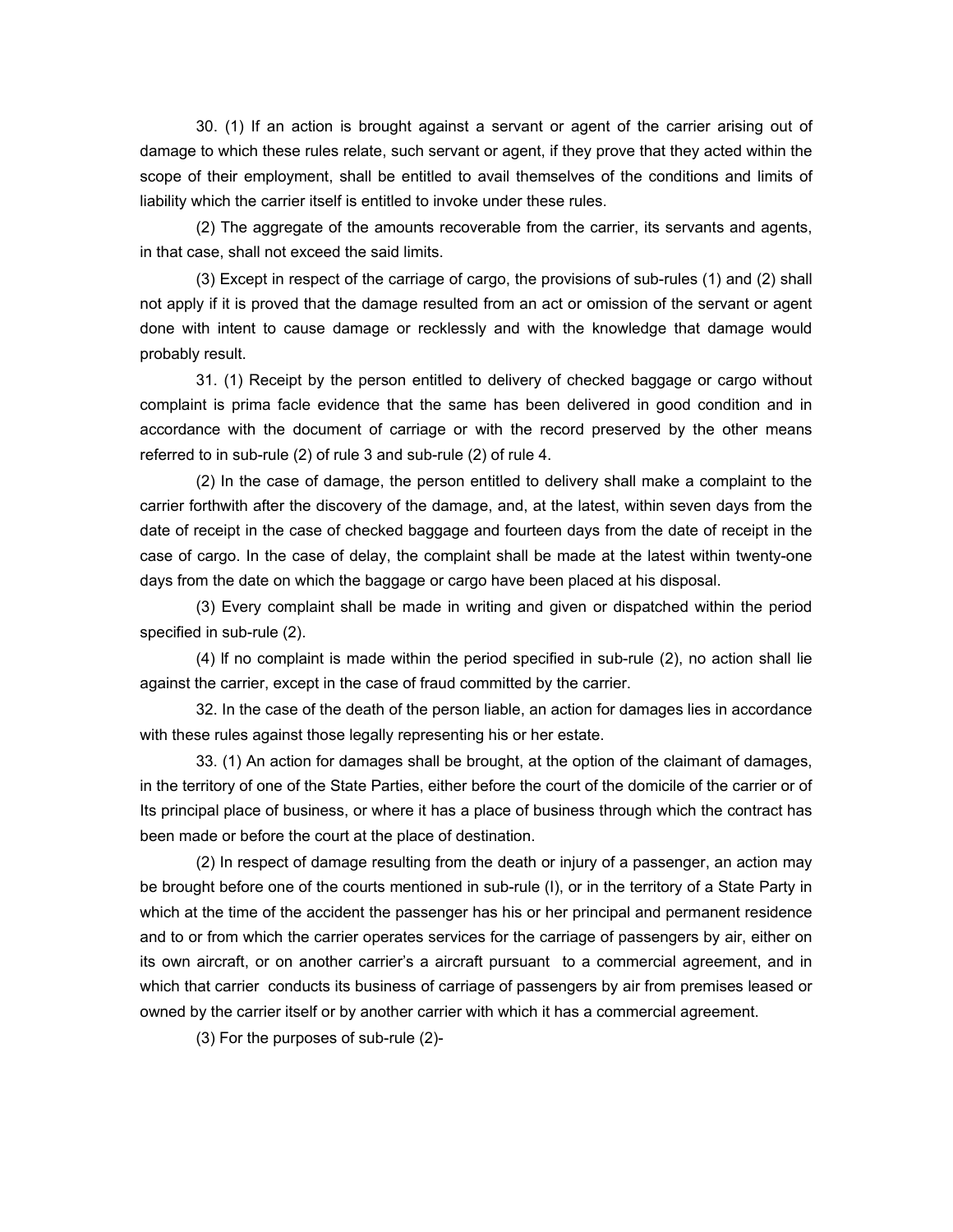30. (1) If an action is brought against a servant or agent of the carrier arising out of damage to which these rules relate, such servant or agent, if they prove that they acted within the scope of their employment, shall be entitled to avail themselves of the conditions and limits of liability which the carrier itself is entitled to invoke under these rules.

(2) The aggregate of the amounts recoverable from the carrier, its servants and agents, in that case, shall not exceed the said limits.

(3) Except in respect of the carriage of cargo, the provisions of sub-rules (1) and (2) shall not apply if it is proved that the damage resulted from an act or omission of the servant or agent done with intent to cause damage or recklessly and with the knowledge that damage would probably result.

31. (1) Receipt by the person entitled to delivery of checked baggage or cargo without complaint is prima facle evidence that the same has been delivered in good condition and in accordance with the document of carriage or with the record preserved by the other means referred to in sub-rule (2) of rule 3 and sub-rule (2) of rule 4.

(2) In the case of damage, the person entitled to delivery shall make a complaint to the carrier forthwith after the discovery of the damage, and, at the latest, within seven days from the date of receipt in the case of checked baggage and fourteen days from the date of receipt in the case of cargo. In the case of delay, the complaint shall be made at the latest within twenty-one days from the date on which the baggage or cargo have been placed at his disposal.

(3) Every complaint shall be made in writing and given or dispatched within the period specified in sub-rule (2).

(4) lf no complaint is made within the period specified in sub-rule (2), no action shall lie against the carrier, except in the case of fraud committed by the carrier.

32. In the case of the death of the person liable, an action for damages lies in accordance with these rules against those legally representing his or her estate.

33. (1) An action for damages shall be brought, at the option of the claimant of damages, in the territory of one of the State Parties, either before the court of the domicile of the carrier or of Its principal place of business, or where it has a place of business through which the contract has been made or before the court at the place of destination.

(2) In respect of damage resulting from the death or injury of a passenger, an action may be brought before one of the courts mentioned in sub-rule (l), or in the territory of a State Party in which at the time of the accident the passenger has his or her principal and permanent residence and to or from which the carrier operates services for the carriage of passengers by air, either on its own aircraft, or on another carrier's a aircraft pursuant to a commercial agreement, and in which that carrier conducts its business of carriage of passengers by air from premises leased or owned by the carrier itself or by another carrier with which it has a commercial agreement.

(3) For the purposes of sub-rule (2)-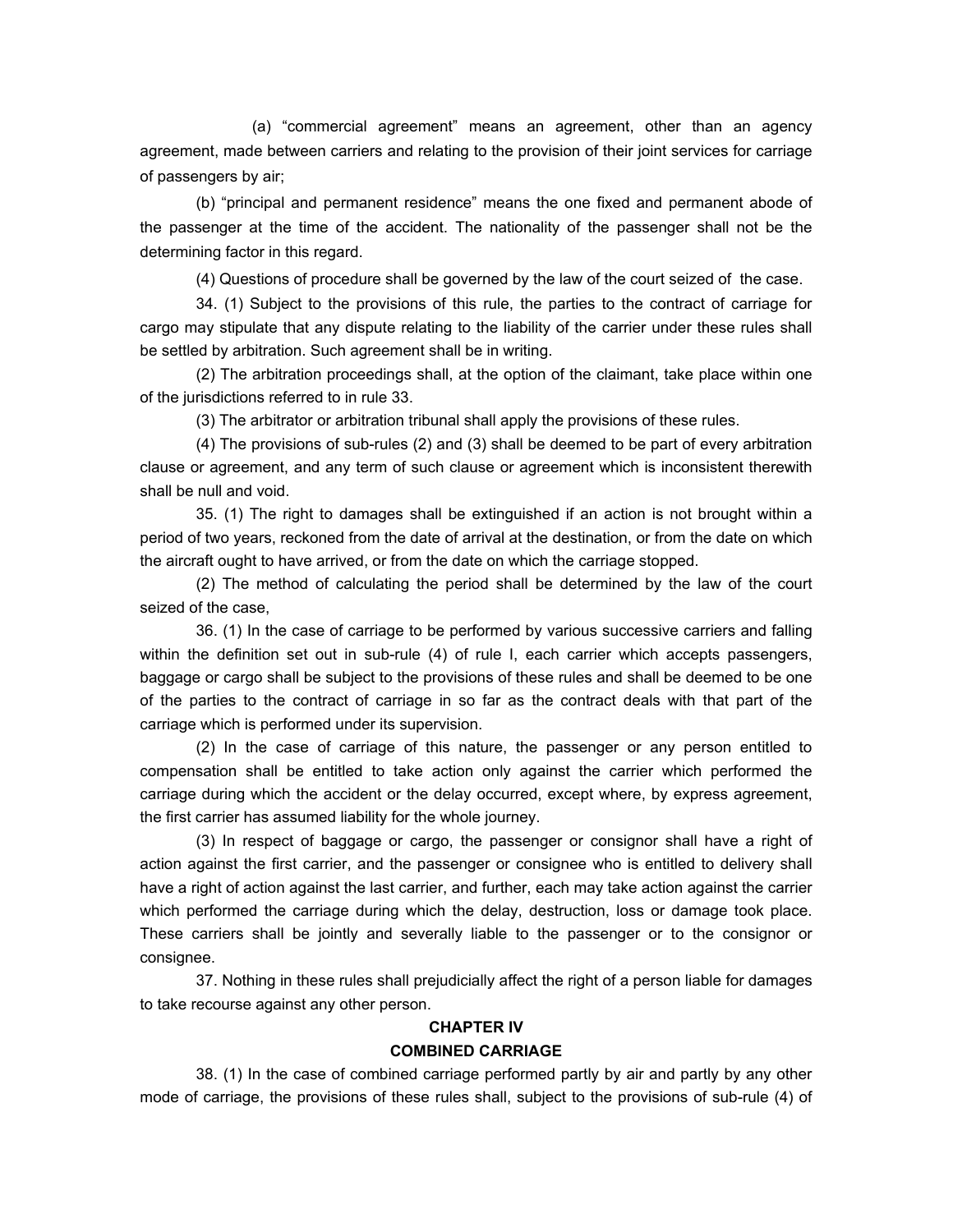(a) "commercial agreement" means an agreement, other than an agency agreement, made between carriers and relating to the provision of their joint services for carriage of passengers by air;

(b) "principal and permanent residence" means the one fixed and permanent abode of the passenger at the time of the accident. The nationality of the passenger shall not be the determining factor in this regard.

(4) Questions of procedure shall be governed by the law of the court seized of the case.

34. (1) Subject to the provisions of this rule, the parties to the contract of carriage for cargo may stipulate that any dispute relating to the liability of the carrier under these rules shall be settled by arbitration. Such agreement shall be in writing.

(2) The arbitration proceedings shall, at the option of the claimant, take place within one of the jurisdictions referred to in rule 33.

(3) The arbitrator or arbitration tribunal shall apply the provisions of these rules.

(4) The provisions of sub-rules (2) and (3) shall be deemed to be part of every arbitration clause or agreement, and any term of such clause or agreement which is inconsistent therewith shall be null and void.

35. (1) The right to damages shall be extinguished if an action is not brought within a period of two years, reckoned from the date of arrival at the destination, or from the date on which the aircraft ought to have arrived, or from the date on which the carriage stopped.

(2) The method of calculating the period shall be determined by the law of the court seized of the case,

36. (1) In the case of carriage to be performed by various successive carriers and falling within the definition set out in sub-rule (4) of rule I, each carrier which accepts passengers, baggage or cargo shall be subject to the provisions of these rules and shall be deemed to be one of the parties to the contract of carriage in so far as the contract deals with that part of the carriage which is performed under its supervision.

(2) In the case of carriage of this nature, the passenger or any person entitled to compensation shall be entitled to take action only against the carrier which performed the carriage during which the accident or the delay occurred, except where, by express agreement, the first carrier has assumed liability for the whole journey.

(3) In respect of baggage or cargo, the passenger or consignor shall have a right of action against the first carrier, and the passenger or consignee who is entitled to delivery shall have a right of action against the last carrier, and further, each may take action against the carrier which performed the carriage during which the delay, destruction, loss or damage took place. These carriers shall be jointly and severally liable to the passenger or to the consignor or consignee.

37. Nothing in these rules shall prejudicially affect the right of a person liable for damages to take recourse against any other person.

## CHAPTER IV

## COMBINED CARRIAGE

38. (1) In the case of combined carriage performed partly by air and partly by any other mode of carriage, the provisions of these rules shall, subject to the provisions of sub-rule (4) of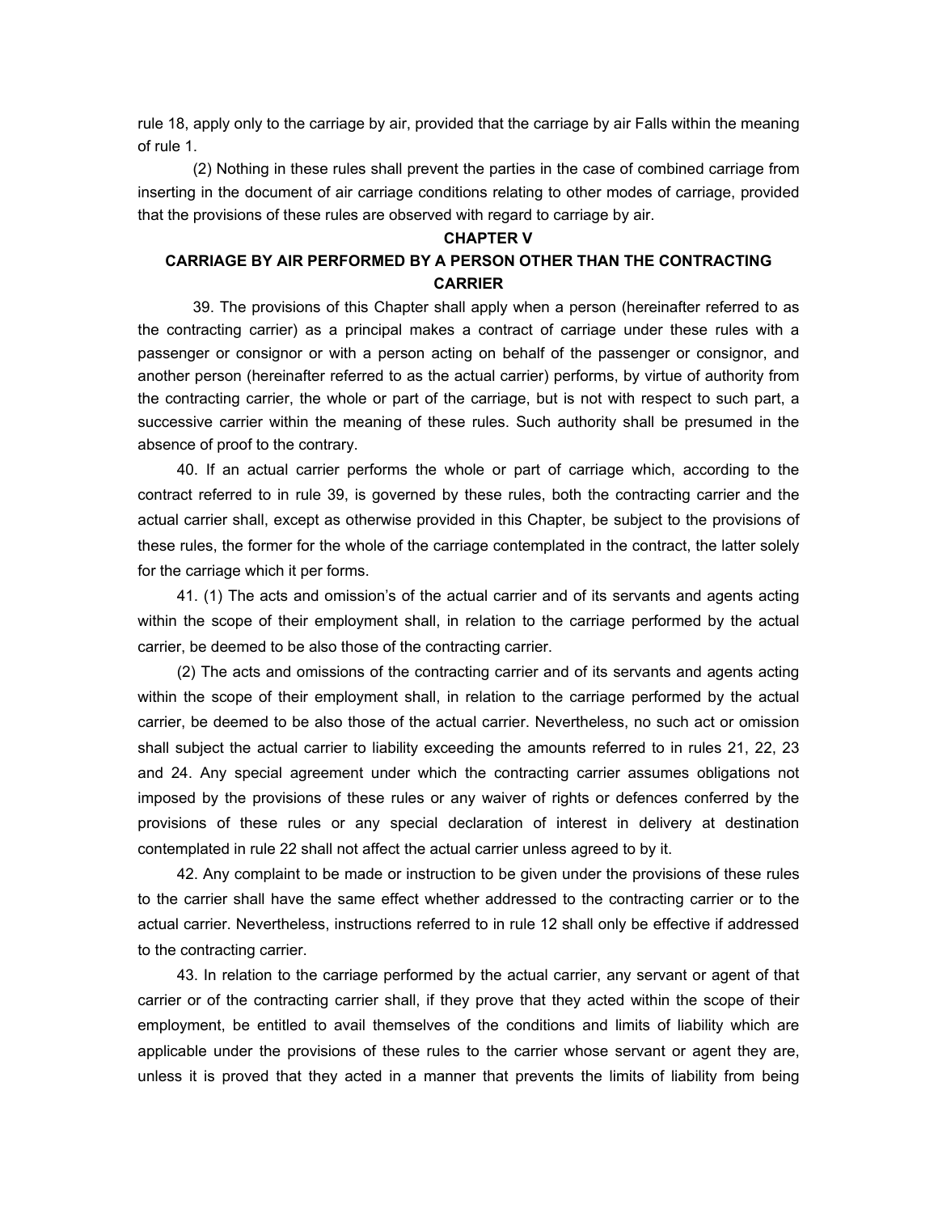rule 18, apply only to the carriage by air, provided that the carriage by air Falls within the meaning of rule 1.

(2) Nothing in these rules shall prevent the parties in the case of combined carriage from inserting in the document of air carriage conditions relating to other modes of carriage, provided that the provisions of these rules are observed with regard to carriage by air.

## CHAPTER V

## CARRIAGE BY AIR PERFORMED BY A PERSON OTHER THAN THE CONTRACTING CARRIER

39. The provisions of this Chapter shall apply when a person (hereinafter referred to as the contracting carrier) as a principal makes a contract of carriage under these rules with a passenger or consignor or with a person acting on behalf of the passenger or consignor, and another person (hereinafter referred to as the actual carrier) performs, by virtue of authority from the contracting carrier, the whole or part of the carriage, but is not with respect to such part, a successive carrier within the meaning of these rules. Such authority shall be presumed in the absence of proof to the contrary.

40. If an actual carrier performs the whole or part of carriage which, according to the contract referred to in rule 39, is governed by these rules, both the contracting carrier and the actual carrier shall, except as otherwise provided in this Chapter, be subject to the provisions of these rules, the former for the whole of the carriage contemplated in the contract, the latter solely for the carriage which it per forms.

41. (1) The acts and omission's of the actual carrier and of its servants and agents acting within the scope of their employment shall, in relation to the carriage performed by the actual carrier, be deemed to be also those of the contracting carrier.

(2) The acts and omissions of the contracting carrier and of its servants and agents acting within the scope of their employment shall, in relation to the carriage performed by the actual carrier, be deemed to be also those of the actual carrier. Nevertheless, no such act or omission shall subject the actual carrier to liability exceeding the amounts referred to in rules 21, 22, 23 and 24. Any special agreement under which the contracting carrier assumes obligations not imposed by the provisions of these rules or any waiver of rights or defences conferred by the provisions of these rules or any special declaration of interest in delivery at destination contemplated in rule 22 shall not affect the actual carrier unless agreed to by it.

42. Any complaint to be made or instruction to be given under the provisions of these rules to the carrier shall have the same effect whether addressed to the contracting carrier or to the actual carrier. Nevertheless, instructions referred to in rule 12 shall only be effective if addressed to the contracting carrier.

43. In relation to the carriage performed by the actual carrier, any servant or agent of that carrier or of the contracting carrier shall, if they prove that they acted within the scope of their employment, be entitled to avail themselves of the conditions and limits of liability which are applicable under the provisions of these rules to the carrier whose servant or agent they are, unless it is proved that they acted in a manner that prevents the limits of liability from being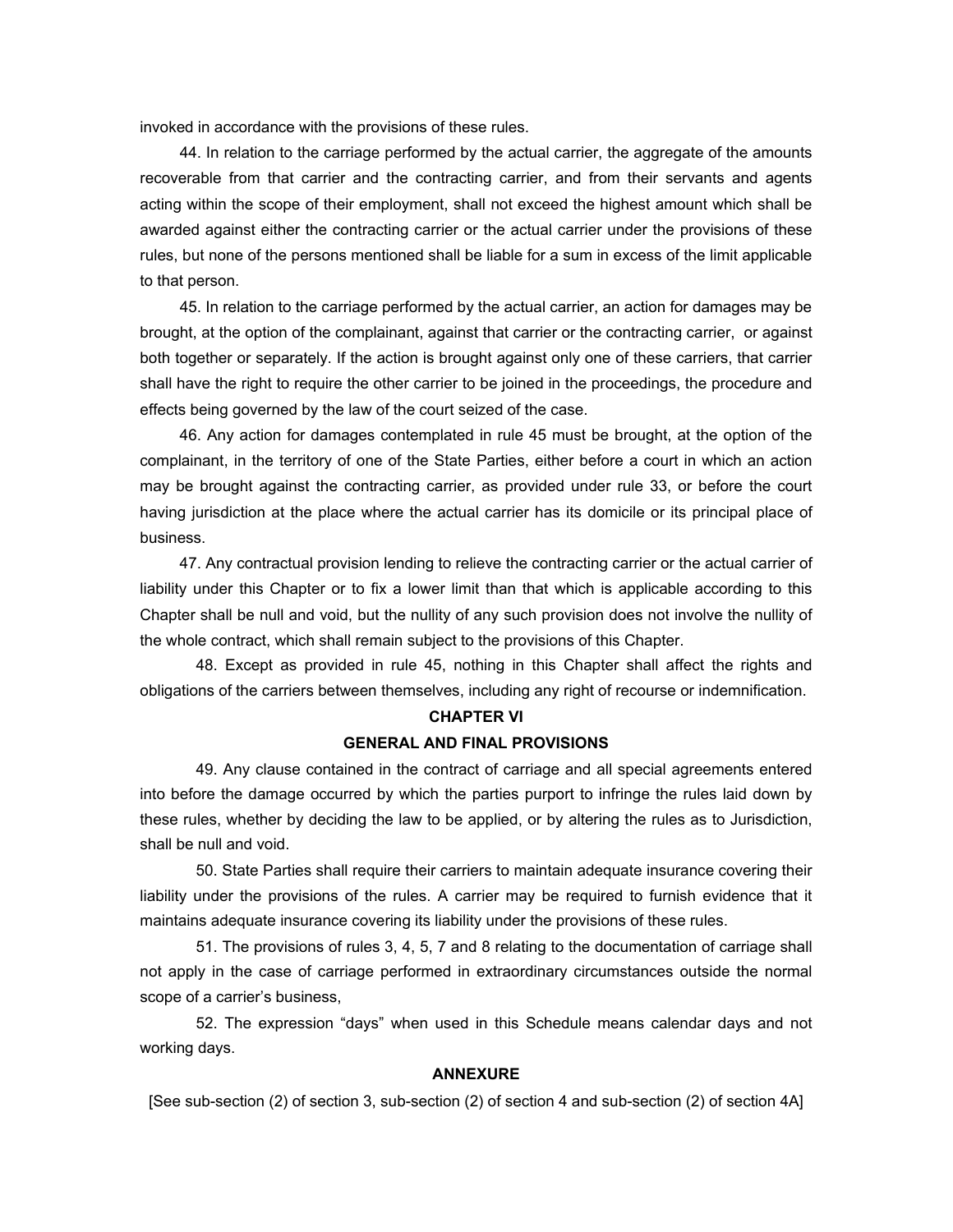invoked in accordance with the provisions of these rules.

44. In relation to the carriage performed by the actual carrier, the aggregate of the amounts recoverable from that carrier and the contracting carrier, and from their servants and agents acting within the scope of their employment, shall not exceed the highest amount which shall be awarded against either the contracting carrier or the actual carrier under the provisions of these rules, but none of the persons mentioned shall be liable for a sum in excess of the limit applicable to that person.

45. In relation to the carriage performed by the actual carrier, an action for damages may be brought, at the option of the complainant, against that carrier or the contracting carrier, or against both together or separately. If the action is brought against only one of these carriers, that carrier shall have the right to require the other carrier to be joined in the proceedings, the procedure and effects being governed by the law of the court seized of the case.

46. Any action for damages contemplated in rule 45 must be brought, at the option of the complainant, in the territory of one of the State Parties, either before a court in which an action may be brought against the contracting carrier, as provided under rule 33, or before the court having jurisdiction at the place where the actual carrier has its domicile or its principal place of business.

47. Any contractual provision lending to relieve the contracting carrier or the actual carrier of liability under this Chapter or to fix a lower limit than that which is applicable according to this Chapter shall be null and void, but the nullity of any such provision does not involve the nullity of the whole contract, which shall remain subject to the provisions of this Chapter.

48. Except as provided in rule 45, nothing in this Chapter shall affect the rights and obligations of the carriers between themselves, including any right of recourse or indemnification.

## CHAPTER VI

## GENERAL AND FINAL PROVISIONS

49. Any clause contained in the contract of carriage and all special agreements entered into before the damage occurred by which the parties purport to infringe the rules laid down by these rules, whether by deciding the law to be applied, or by altering the rules as to Jurisdiction, shall be null and void.

50. State Parties shall require their carriers to maintain adequate insurance covering their liability under the provisions of the rules. A carrier may be required to furnish evidence that it maintains adequate insurance covering its liability under the provisions of these rules.

51. The provisions of rules 3, 4, 5, 7 and 8 relating to the documentation of carriage shall not apply in the case of carriage performed in extraordinary circumstances outside the normal scope of a carrier's business,

52. The expression "days" when used in this Schedule means calendar days and not working days.

## ANNEXURE

[See sub-section (2) of section 3, sub-section (2) of section 4 and sub-section (2) of section 4A]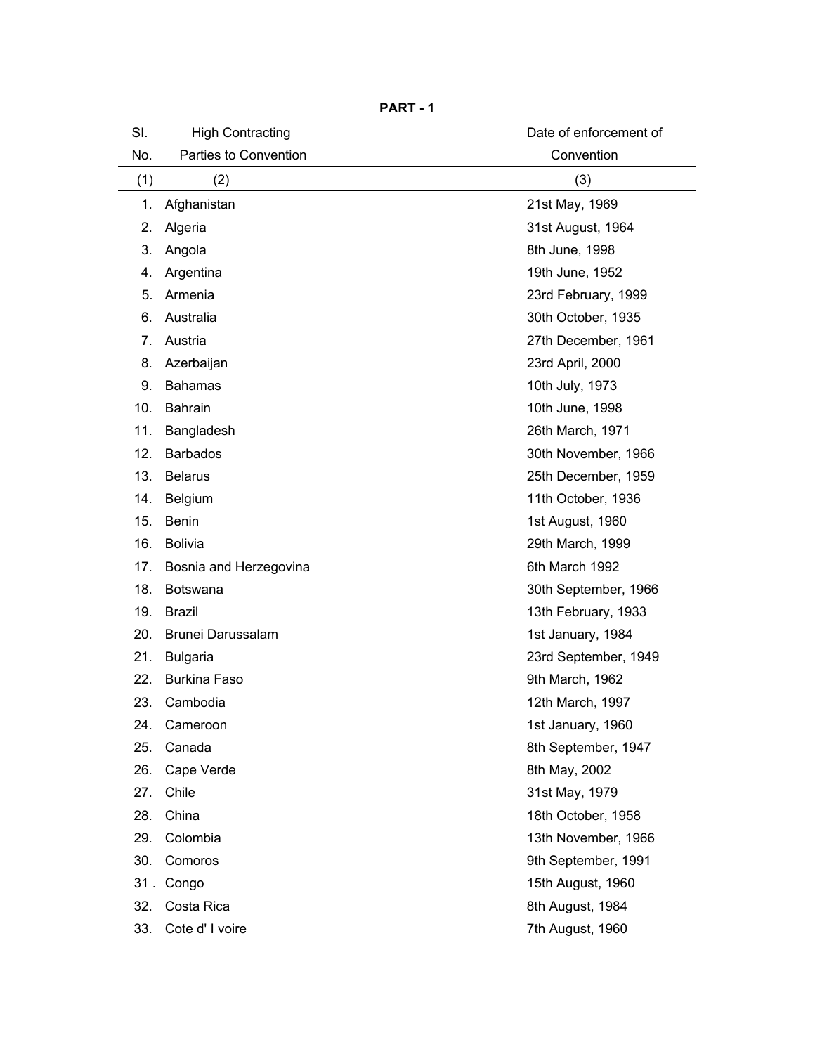**PART - 1**

| Sl. No. | High Contracting Parties to Convention | Date of enforcement of Convention |
|---|---|---|
| (1) | (2) | (3) |
| 1. | Afghanistan | 21st May, 1969 |
| 2. | Algeria | 31st August, 1964 |
| 3. | Angola | 8th June, 1998 |
| 4. | Argentina | 19th June, 1952 |
| 5. | Armenia | 23rd February, 1999 |
| 6. | Australia | 30th October, 1935 |
| 7. | Austria | 27th December, 1961 |
| 8. | Azerbaijan | 23rd April, 2000 |
| 9. | Bahamas | 10th July, 1973 |
| 10. | Bahrain | 10th June, 1998 |
| 11. | Bangladesh | 26th March, 1971 |
| 12. | Barbados | 30th November, 1966 |
| 13. | Belarus | 25th December, 1959 |
| 14. | Belgium | 11th October, 1936 |
| 15. | Benin | 1st August, 1960 |
| 16. | Bolivia | 29th March, 1999 |
| 17. | Bosnia and Herzegovina | 6th March 1992 |
| 18. | Botswana | 30th September, 1966 |
| 19. | Brazil | 13th February, 1933 |
| 20. | Brunei Darussalam | 1st January, 1984 |
| 21. | Bulgaria | 23rd September, 1949 |
| 22. | Burkina Faso | 9th March, 1962 |
| 23. | Cambodia | 12th March, 1997 |
| 24. | Cameroon | 1st January, 1960 |
| 25. | Canada | 8th September, 1947 |
| 26. | Cape Verde | 8th May, 2002 |
| 27. | Chile | 31st May, 1979 |
| 28. | China | 18th October, 1958 |
| 29. | Colombia | 13th November, 1966 |
| 30. | Comoros | 9th September, 1991 |
| 31 . | Congo | 15th August, 1960 |
| 32. | Costa Rica | 8th August, 1984 |
| 33. | Cote d' I voire | 7th August, 1960 |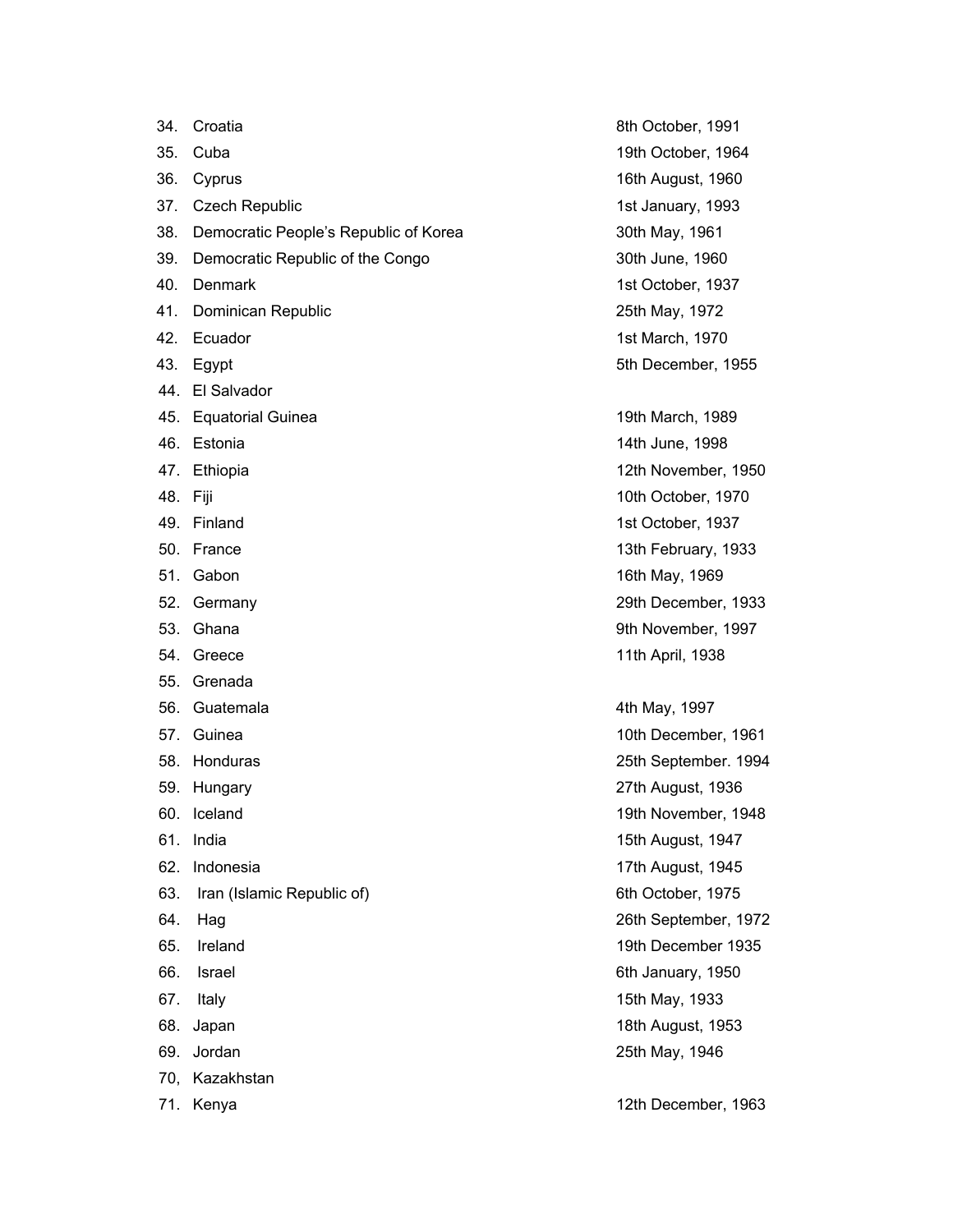| | | |
|---|---|---|
| 34. | Croatia | 8th October, 1991 |
| 35. | Cuba | 19th October, 1964 |
| 36. | Cyprus | 16th August, 1960 |
| 37. | Czech Republic | 1st January, 1993 |
| 38. | Democratic People's Republic of Korea | 30th May, 1961 |
| 39. | Democratic Republic of the Congo | 30th June, 1960 |
| 40. | Denmark | 1st October, 1937 |
| 41. | Dominican Republic | 25th May, 1972 |
| 42. | Ecuador | 1st March, 1970 |
| 43. | Egypt | 5th December, 1955 |
| 44. | El Salvador | |
| 45. | Equatorial Guinea | 19th March, 1989 |
| 46. | Estonia | 14th June, 1998 |
| 47. | Ethiopia | 12th November, 1950 |
| 48. | Fiji | 10th October, 1970 |
| 49. | Finland | 1st October, 1937 |
| 50. | France | 13th February, 1933 |
| 51. | Gabon | 16th May, 1969 |
| 52. | Germany | 29th December, 1933 |
| 53. | Ghana | 9th November, 1997 |
| 54. | Greece | 11th April, 1938 |
| 55. | Grenada | |
| 56. | Guatemala | 4th May, 1997 |
| 57. | Guinea | 10th December, 1961 |
| 58. | Honduras | 25th September. 1994 |
| 59. | Hungary | 27th August, 1936 |
| 60. | Iceland | 19th November, 1948 |
| 61. | India | 15th August, 1947 |
| 62. | Indonesia | 17th August, 1945 |
| 63. | Iran (Islamic Republic of) | 6th October, 1975 |
| 64. | Hag | 26th September, 1972 |
| 65. | Ireland | 19th December 1935 |
| 66. | Israel | 6th January, 1950 |
| 67. | Italy | 15th May, 1933 |
| 68. | Japan | 18th August, 1953 |
| 69. | Jordan | 25th May, 1946 |
| 70, | Kazakhstan | |
| 71. | Kenya | 12th December, 1963 |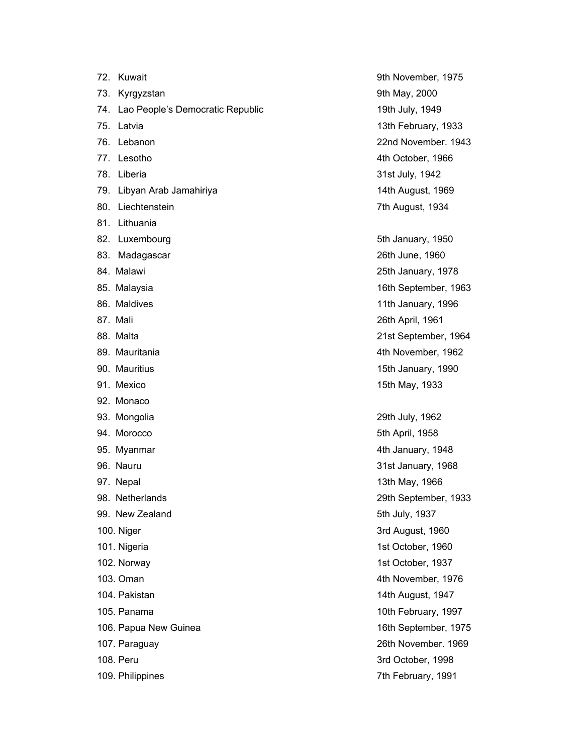| | |
|---|---|
| 72. Kuwait | 9th November, 1975 |
| 73. Kyrgyzstan | 9th May, 2000 |
| 74. Lao People's Democratic Republic | 19th July, 1949 |
| 75. Latvia | 13th February, 1933 |
| 76. Lebanon | 22nd November. 1943 |
| 77. Lesotho | 4th October, 1966 |
| 78. Liberia | 31st July, 1942 |
| 79. Libyan Arab Jamahiriya | 14th August, 1969 |
| 80. Liechtenstein | 7th August, 1934 |
| 81. Lithuania | |
| 82. Luxembourg | 5th January, 1950 |
| 83. Madagascar | 26th June, 1960 |
| 84. Malawi | 25th January, 1978 |
| 85. Malaysia | 16th September, 1963 |
| 86. Maldives | 11th January, 1996 |
| 87. Mali | 26th April, 1961 |
| 88. Malta | 21st September, 1964 |
| 89. Mauritania | 4th November, 1962 |
| 90. Mauritius | 15th January, 1990 |
| 91. Mexico | 15th May, 1933 |
| 92. Monaco | |
| 93. Mongolia | 29th July, 1962 |
| 94. Morocco | 5th April, 1958 |
| 95. Myanmar | 4th January, 1948 |
| 96. Nauru | 31st January, 1968 |
| 97. Nepal | 13th May, 1966 |
| 98. Netherlands | 29th September, 1933 |
| 99. New Zealand | 5th July, 1937 |
| 100. Niger | 3rd August, 1960 |
| 101. Nigeria | 1st October, 1960 |
| 102. Norway | 1st October, 1937 |
| 103. Oman | 4th November, 1976 |
| 104. Pakistan | 14th August, 1947 |
| 105. Panama | 10th February, 1997 |
| 106. Papua New Guinea | 16th September, 1975 |
| 107. Paraguay | 26th November. 1969 |
| 108. Peru | 3rd October, 1998 |
| 109. Philippines | 7th February, 1991 |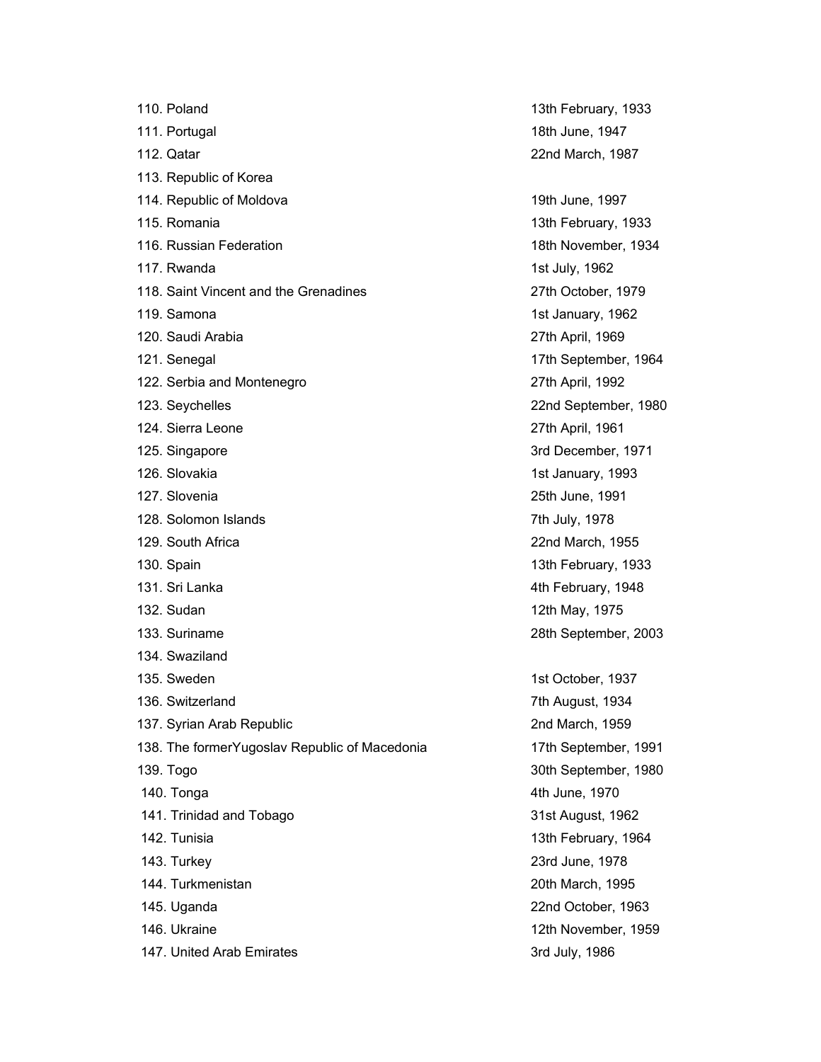| | |
|---|---|
| 110. Poland | 13th February, 1933 |
| 111. Portugal | 18th June, 1947 |
| 112. Qatar | 22nd March, 1987 |
| 113. Republic of Korea | |
| 114. Republic of Moldova | 19th June, 1997 |
| 115. Romania | 13th February, 1933 |
| 116. Russian Federation | 18th November, 1934 |
| 117. Rwanda | 1st July, 1962 |
| 118. Saint Vincent and the Grenadines | 27th October, 1979 |
| 119. Samona | 1st January, 1962 |
| 120. Saudi Arabia | 27th April, 1969 |
| 121. Senegal | 17th September, 1964 |
| 122. Serbia and Montenegro | 27th April, 1992 |
| 123. Seychelles | 22nd September, 1980 |
| 124. Sierra Leone | 27th April, 1961 |
| 125. Singapore | 3rd December, 1971 |
| 126. Slovakia | 1st January, 1993 |
| 127. Slovenia | 25th June, 1991 |
| 128. Solomon Islands | 7th July, 1978 |
| 129. South Africa | 22nd March, 1955 |
| 130. Spain | 13th February, 1933 |
| 131. Sri Lanka | 4th February, 1948 |
| 132. Sudan | 12th May, 1975 |
| 133. Suriname | 28th September, 2003 |
| 134. Swaziland | |
| 135. Sweden | 1st October, 1937 |
| 136. Switzerland | 7th August, 1934 |
| 137. Syrian Arab Republic | 2nd March, 1959 |
| 138. The formerYugoslav Republic of Macedonia | 17th September, 1991 |
| 139. Togo | 30th September, 1980 |
| 140. Tonga | 4th June, 1970 |
| 141. Trinidad and Tobago | 31st August, 1962 |
| 142. Tunisia | 13th February, 1964 |
| 143. Turkey | 23rd June, 1978 |
| 144. Turkmenistan | 20th March, 1995 |
| 145. Uganda | 22nd October, 1963 |
| 146. Ukraine | 12th November, 1959 |
| 147. United Arab Emirates | 3rd July, 1986 |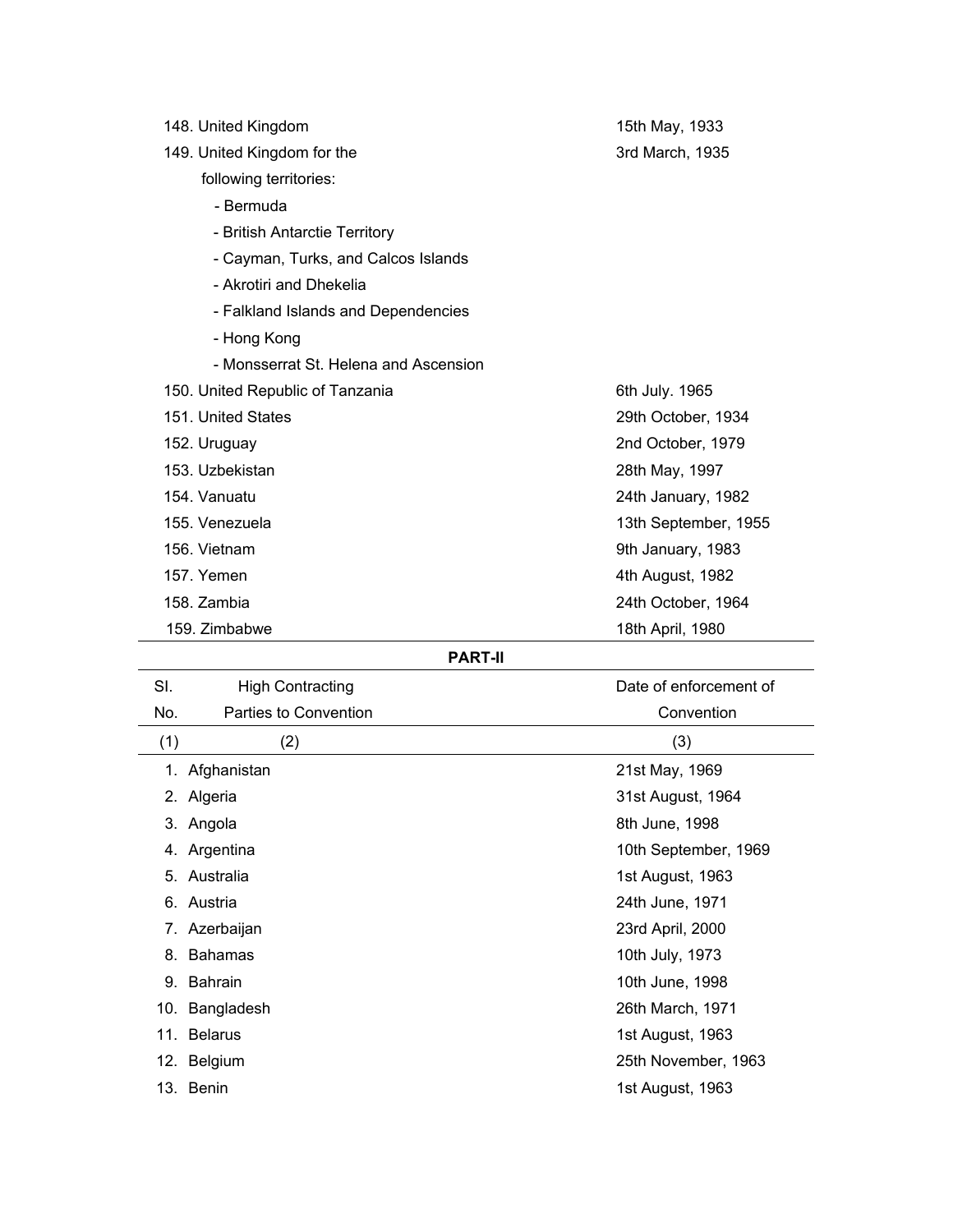| | |
|---|---|
| 148. United Kingdom | 15th May, 1933 |
| 149. United Kingdom for the following territories: | 3rd March, 1935 |
| - Bermuda | |
| - British Antarctie Territory | |
| - Cayman, Turks, and Calcos Islands | |
| - Akrotiri and Dhekelia | |
| - Falkland Islands and Dependencies | |
| - Hong Kong | |
| - Monsserrat St. Helena and Ascension | |
| 150. United Republic of Tanzania | 6th July. 1965 |
| 151. United States | 29th October, 1934 |
| 152. Uruguay | 2nd October, 1979 |
| 153. Uzbekistan | 28th May, 1997 |
| 154. Vanuatu | 24th January, 1982 |
| 155. Venezuela | 13th September, 1955 |
| 156. Vietnam | 9th January, 1983 |
| 157. Yemen | 4th August, 1982 |
| 158. Zambia | 24th October, 1964 |
| 159. Zimbabwe | 18th April, 1980 |

**PART-II**

| Sl. No. | High Contracting Parties to Convention | Date of enforcement of Convention |
|---|---|---|
| (1) | (2) | (3) |
| 1. | Afghanistan | 21st May, 1969 |
| 2. | Algeria | 31st August, 1964 |
| 3. | Angola | 8th June, 1998 |
| 4. | Argentina | 10th September, 1969 |
| 5. | Australia | 1st August, 1963 |
| 6. | Austria | 24th June, 1971 |
| 7. | Azerbaijan | 23rd April, 2000 |
| 8. | Bahamas | 10th July, 1973 |
| 9. | Bahrain | 10th June, 1998 |
| 10. | Bangladesh | 26th March, 1971 |
| 11. | Belarus | 1st August, 1963 |
| 12. | Belgium | 25th November, 1963 |
| 13. | Benin | 1st August, 1963 |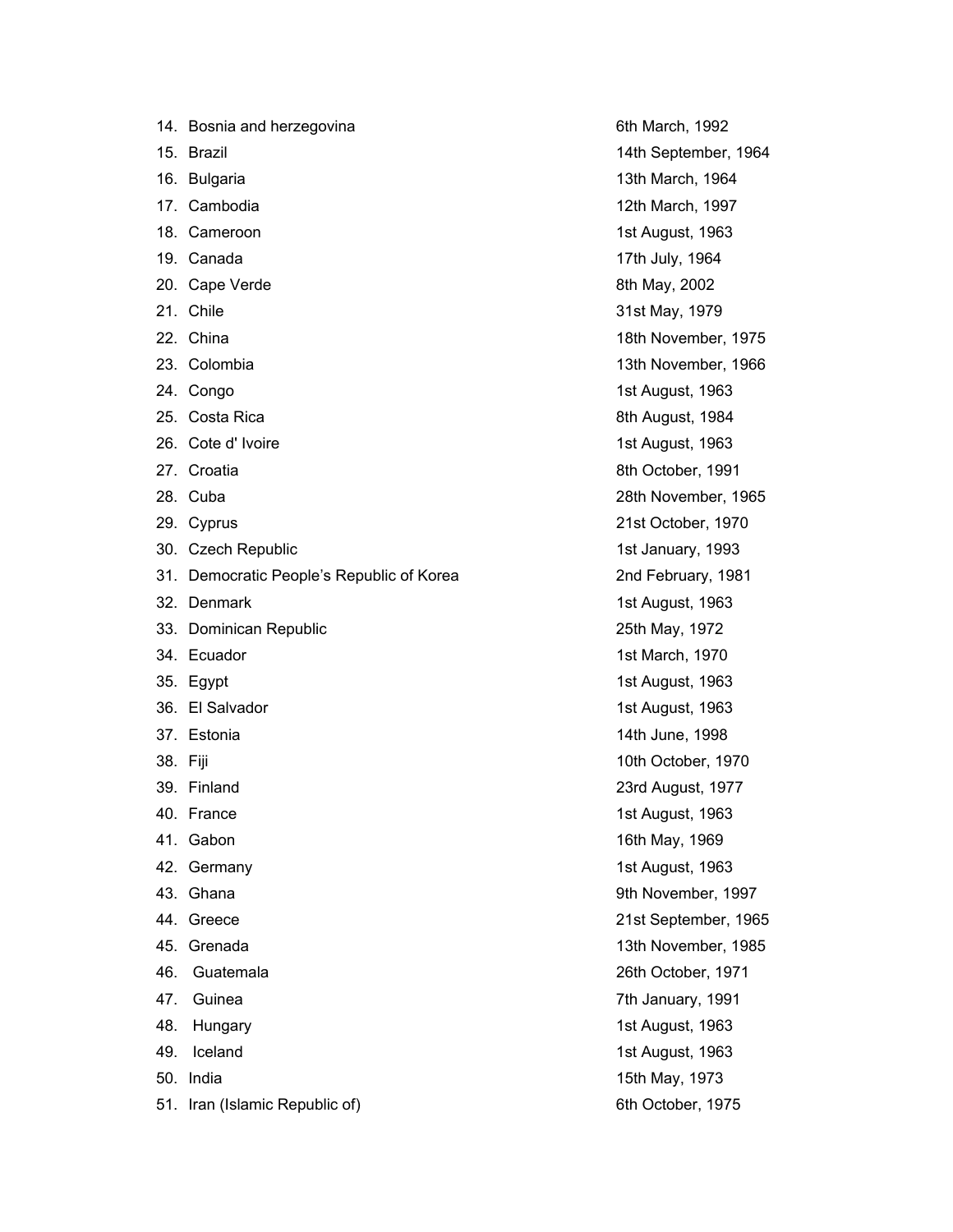14. Bosnia and herzegovina 6th March, 1992
15. Brazil 14th September, 1964
16. Bulgaria 13th March, 1964
17. Cambodia 12th March, 1997
18. Cameroon 1st August, 1963
19. Canada 17th July, 1964
20. Cape Verde 8th May, 2002
21. Chile 31st May, 1979
22. China 18th November, 1975
23. Colombia 13th November, 1966
24. Congo 1st August, 1963
25. Costa Rica 8th August, 1984
26. Cote d' Ivoire 1st August, 1963
27. Croatia 8th October, 1991
28. Cuba 28th November, 1965
29. Cyprus 21st October, 1970
30. Czech Republic 1st January, 1993
31. Democratic People's Republic of Korea 2nd February, 1981
32. Denmark 1st August, 1963
33. Dominican Republic 25th May, 1972
34. Ecuador 1st March, 1970
35. Egypt 1st August, 1963
36. El Salvador 1st August, 1963
37. Estonia 14th June, 1998
38. Fiji 10th October, 1970
39. Finland 23rd August, 1977
40. France 1st August, 1963
41. Gabon 16th May, 1969
42. Germany 1st August, 1963
43. Ghana 9th November, 1997
44. Greece 21st September, 1965
45. Grenada 13th November, 1985
46. Guatemala 26th October, 1971
47. Guinea 7th January, 1991
48. Hungary 1st August, 1963
49. Iceland 1st August, 1963
50. India 15th May, 1973
51. Iran (Islamic Republic of) 6th October, 1975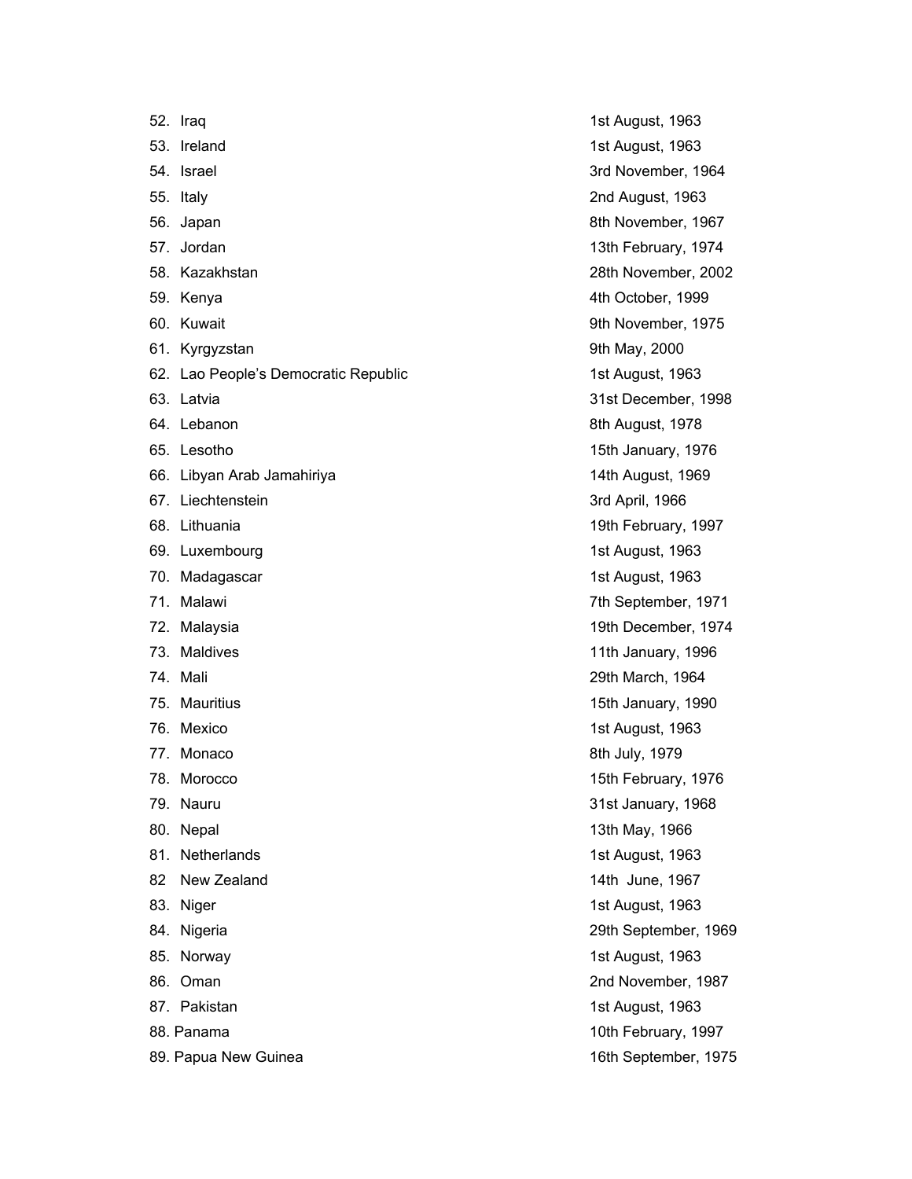52. Iraq 1st August, 1963
53. Ireland 1st August, 1963
54. Israel 3rd November, 1964
55. Italy 2nd August, 1963
56. Japan 8th November, 1967
57. Jordan 13th February, 1974
58. Kazakhstan 28th November, 2002
59. Kenya 4th October, 1999
60. Kuwait 9th November, 1975
61. Kyrgyzstan 9th May, 2000
62. Lao People's Democratic Republic 1st August, 1963
63. Latvia 31st December, 1998
64. Lebanon 8th August, 1978
65. Lesotho 15th January, 1976
66. Libyan Arab Jamahiriya 14th August, 1969
67. Liechtenstein 3rd April, 1966
68. Lithuania 19th February, 1997
69. Luxembourg 1st August, 1963
70. Madagascar 1st August, 1963
71. Malawi 7th September, 1971
72. Malaysia 19th December, 1974
73. Maldives 11th January, 1996
74. Mali 29th March, 1964
75. Mauritius 15th January, 1990
76. Mexico 1st August, 1963
77. Monaco 8th July, 1979
78. Morocco 15th February, 1976
79. Nauru 31st January, 1968
80. Nepal 13th May, 1966
81. Netherlands 1st August, 1963
82 New Zealand 14th June, 1967
83. Niger 1st August, 1963
84. Nigeria 29th September, 1969
85. Norway 1st August, 1963
86. Oman 2nd November, 1987
87. Pakistan 1st August, 1963
88. Panama 10th February, 1997
89. Papua New Guinea 16th September, 1975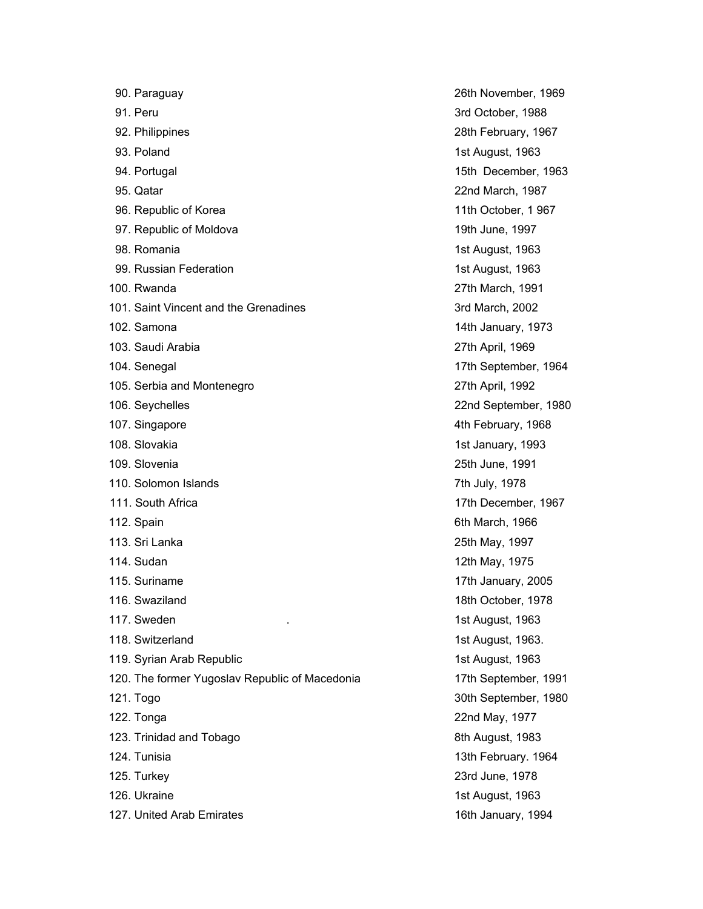| | |
|---|---|
| 90. Paraguay | 26th November, 1969 |
| 91. Peru | 3rd October, 1988 |
| 92. Philippines | 28th February, 1967 |
| 93. Poland | 1st August, 1963 |
| 94. Portugal | 15th December, 1963 |
| 95. Qatar | 22nd March, 1987 |
| 96. Republic of Korea | 11th October, 1 967 |
| 97. Republic of Moldova | 19th June, 1997 |
| 98. Romania | 1st August, 1963 |
| 99. Russian Federation | 1st August, 1963 |
| 100. Rwanda | 27th March, 1991 |
| 101. Saint Vincent and the Grenadines | 3rd March, 2002 |
| 102. Samona | 14th January, 1973 |
| 103. Saudi Arabia | 27th April, 1969 |
| 104. Senegal | 17th September, 1964 |
| 105. Serbia and Montenegro | 27th April, 1992 |
| 106. Seychelles | 22nd September, 1980 |
| 107. Singapore | 4th February, 1968 |
| 108. Slovakia | 1st January, 1993 |
| 109. Slovenia | 25th June, 1991 |
| 110. Solomon Islands | 7th July, 1978 |
| 111. South Africa | 17th December, 1967 |
| 112. Spain | 6th March, 1966 |
| 113. Sri Lanka | 25th May, 1997 |
| 114. Sudan | 12th May, 1975 |
| 115. Suriname | 17th January, 2005 |
| 116. Swaziland | 18th October, 1978 |
| 117. Sweden . | 1st August, 1963 |
| 118. Switzerland | 1st August, 1963. |
| 119. Syrian Arab Republic | 1st August, 1963 |
| 120. The former Yugoslav Republic of Macedonia | 17th September, 1991 |
| 121. Togo | 30th September, 1980 |
| 122. Tonga | 22nd May, 1977 |
| 123. Trinidad and Tobago | 8th August, 1983 |
| 124. Tunisia | 13th February. 1964 |
| 125. Turkey | 23rd June, 1978 |
| 126. Ukraine | 1st August, 1963 |
| 127. United Arab Emirates | 16th January, 1994 |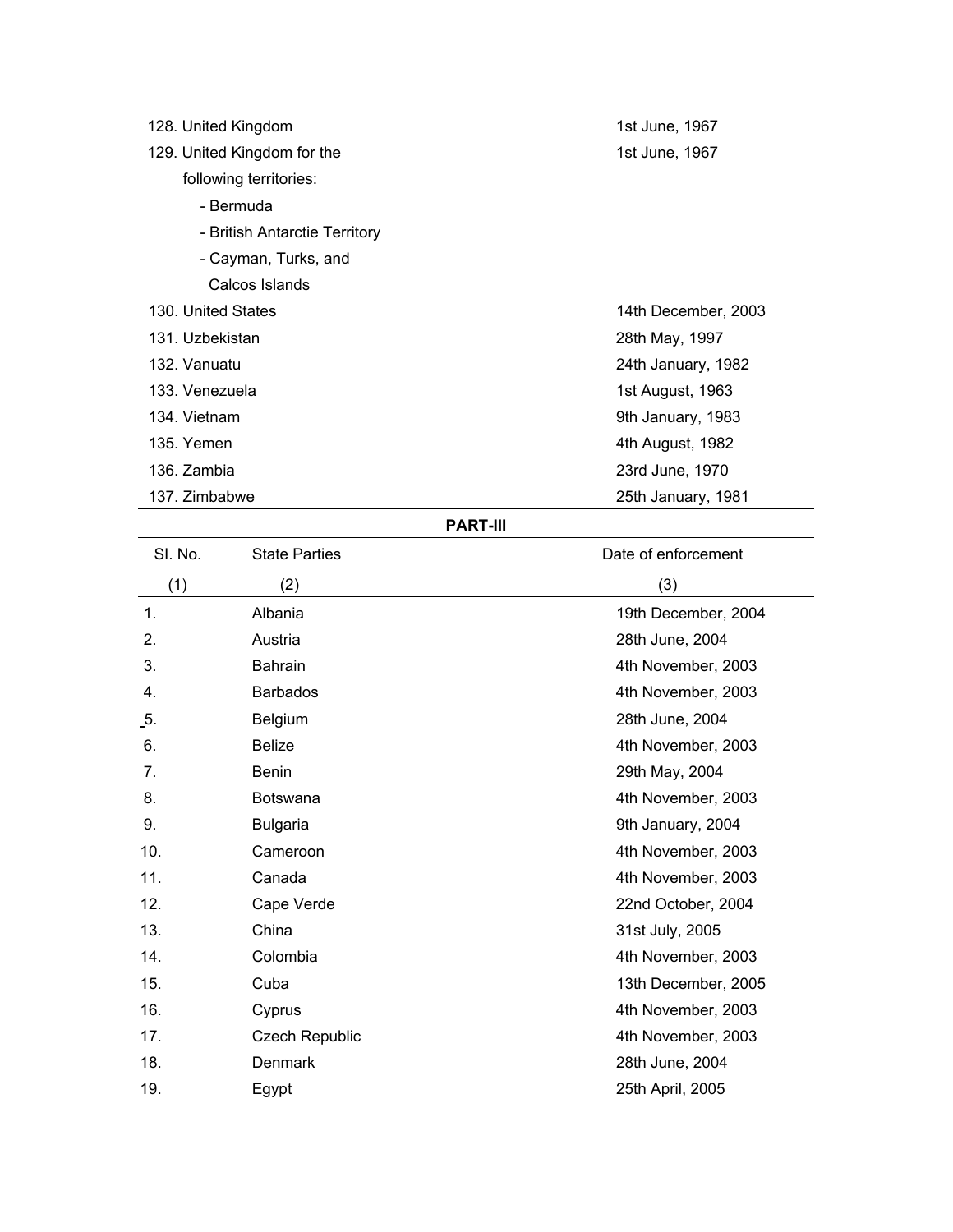| | |
|---|---|
| 128. United Kingdom | 1st June, 1967 |
| 129. United Kingdom for the following territories:<br>- Bermuda<br>- British Antarctie Territory<br>- Cayman, Turks, and Calcos Islands | 1st June, 1967 |
| 130. United States | 14th December, 2003 |
| 131. Uzbekistan | 28th May, 1997 |
| 132. Vanuatu | 24th January, 1982 |
| 133. Venezuela | 1st August, 1963 |
| 134. Vietnam | 9th January, 1983 |
| 135. Yemen | 4th August, 1982 |
| 136. Zambia | 23rd June, 1970 |
| 137. Zimbabwe | 25th January, 1981 |

**PART-III**

| Sl. No. | State Parties | Date of enforcement |
|---|---|---|
| (1) | (2) | (3) |
| 1. | Albania | 19th December, 2004 |
| 2. | Austria | 28th June, 2004 |
| 3. | Bahrain | 4th November, 2003 |
| 4. | Barbados | 4th November, 2003 |
| 5. | Belgium | 28th June, 2004 |
| 6. | Belize | 4th November, 2003 |
| 7. | Benin | 29th May, 2004 |
| 8. | Botswana | 4th November, 2003 |
| 9. | Bulgaria | 9th January, 2004 |
| 10. | Cameroon | 4th November, 2003 |
| 11. | Canada | 4th November, 2003 |
| 12. | Cape Verde | 22nd October, 2004 |
| 13. | China | 31st July, 2005 |
| 14. | Colombia | 4th November, 2003 |
| 15. | Cuba | 13th December, 2005 |
| 16. | Cyprus | 4th November, 2003 |
| 17. | Czech Republic | 4th November, 2003 |
| 18. | Denmark | 28th June, 2004 |
| 19. | Egypt | 25th April, 2005 |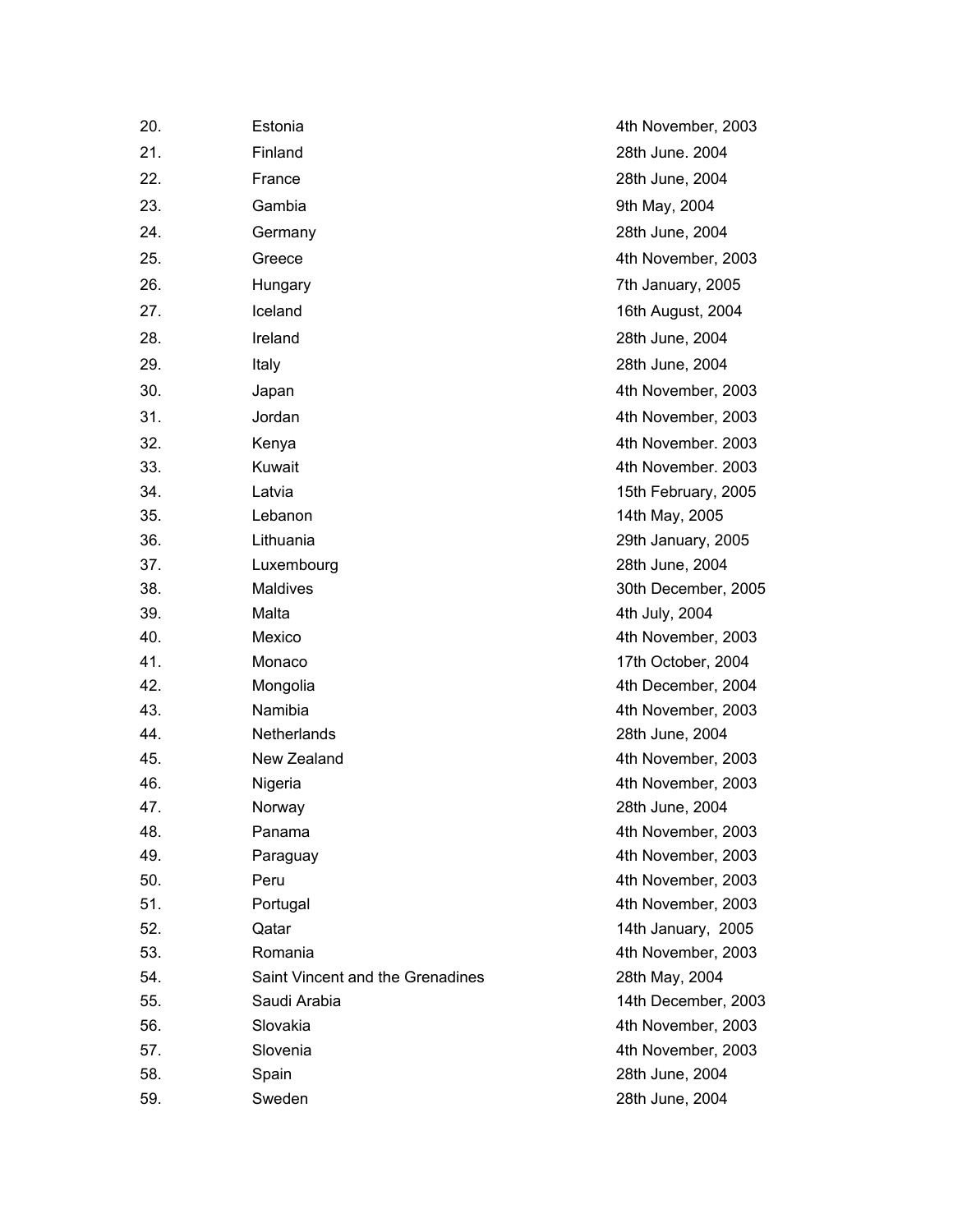| | | |
|---|---|---|
| 20. | Estonia | 4th November, 2003 |
| 21. | Finland | 28th June. 2004 |
| 22. | France | 28th June, 2004 |
| 23. | Gambia | 9th May, 2004 |
| 24. | Germany | 28th June, 2004 |
| 25. | Greece | 4th November, 2003 |
| 26. | Hungary | 7th January, 2005 |
| 27. | Iceland | 16th August, 2004 |
| 28. | Ireland | 28th June, 2004 |
| 29. | Italy | 28th June, 2004 |
| 30. | Japan | 4th November, 2003 |
| 31. | Jordan | 4th November, 2003 |
| 32. | Kenya | 4th November. 2003 |
| 33. | Kuwait | 4th November. 2003 |
| 34. | Latvia | 15th February, 2005 |
| 35. | Lebanon | 14th May, 2005 |
| 36. | Lithuania | 29th January, 2005 |
| 37. | Luxembourg | 28th June, 2004 |
| 38. | Maldives | 30th December, 2005 |
| 39. | Malta | 4th July, 2004 |
| 40. | Mexico | 4th November, 2003 |
| 41. | Monaco | 17th October, 2004 |
| 42. | Mongolia | 4th December, 2004 |
| 43. | Namibia | 4th November, 2003 |
| 44. | Netherlands | 28th June, 2004 |
| 45. | New Zealand | 4th November, 2003 |
| 46. | Nigeria | 4th November, 2003 |
| 47. | Norway | 28th June, 2004 |
| 48. | Panama | 4th November, 2003 |
| 49. | Paraguay | 4th November, 2003 |
| 50. | Peru | 4th November, 2003 |
| 51. | Portugal | 4th November, 2003 |
| 52. | Qatar | 14th January, 2005 |
| 53. | Romania | 4th November, 2003 |
| 54. | Saint Vincent and the Grenadines | 28th May, 2004 |
| 55. | Saudi Arabia | 14th December, 2003 |
| 56. | Slovakia | 4th November, 2003 |
| 57. | Slovenia | 4th November, 2003 |
| 58. | Spain | 28th June, 2004 |
| 59. | Sweden | 28th June, 2004 |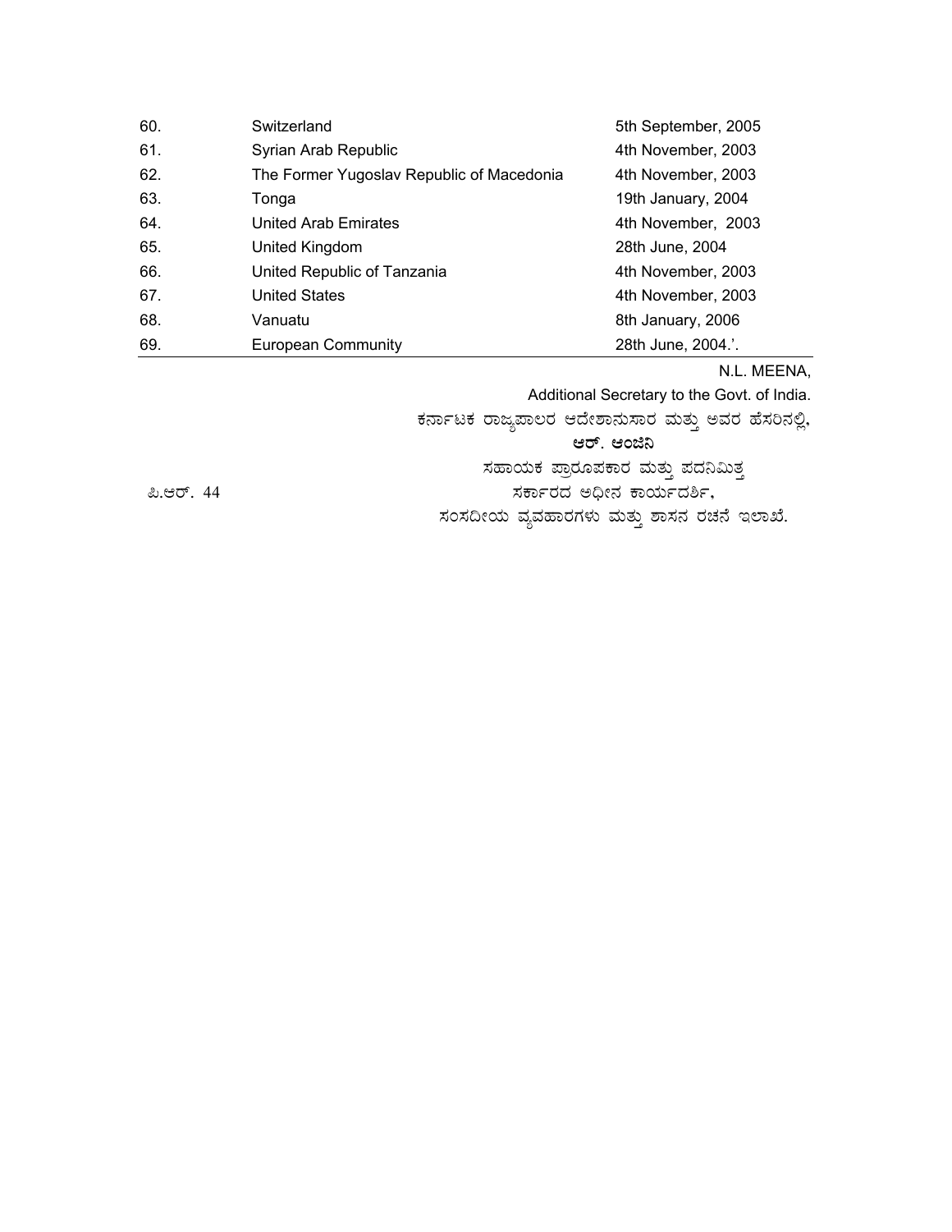| | | |
|---|---|---|
| 60. | Switzerland | 5th September, 2005 |
| 61. | Syrian Arab Republic | 4th November, 2003 |
| 62. | The Former Yugoslav Republic of Macedonia | 4th November, 2003 |
| 63. | Tonga | 19th January, 2004 |
| 64. | United Arab Emirates | 4th November, 2003 |
| 65. | United Kingdom | 28th June, 2004 |
| 66. | United Republic of Tanzania | 4th November, 2003 |
| 67. | United States | 4th November, 2003 |
| 68. | Vanuatu | 8th January, 2006 |
| 69. | European Community | 28th June, 2004.'. |

N.L. MEENA,

Additional Secretary to the Govt. of India.

ಕರ್ನಾಟಕ ರಾಜ್ಯಪಾಲರ ಆದೇಶಾನುಸಾರ ಮತ್ತು ಅವರ ಹೆಸರಿನಲ್ಲಿ,

**ಆರ್. ಆಂಜಿನಿ**

ಸಹಾಯಕ ಪ್ರಾರೂಪಕಾರ ಮತ್ತು ಪದನಿಮಿತ್ತ

ಸರ್ಕಾರದ ಅಧೀನ ಕಾರ್ಯದರ್ಶಿ,

ಸಂಸದೀಯ ವ್ಯವಹಾರಗಳು ಮತ್ತು ಶಾಸನ ರಚನೆ ಇಲಾಖೆ.

ಪಿ.ಆರ್. 44